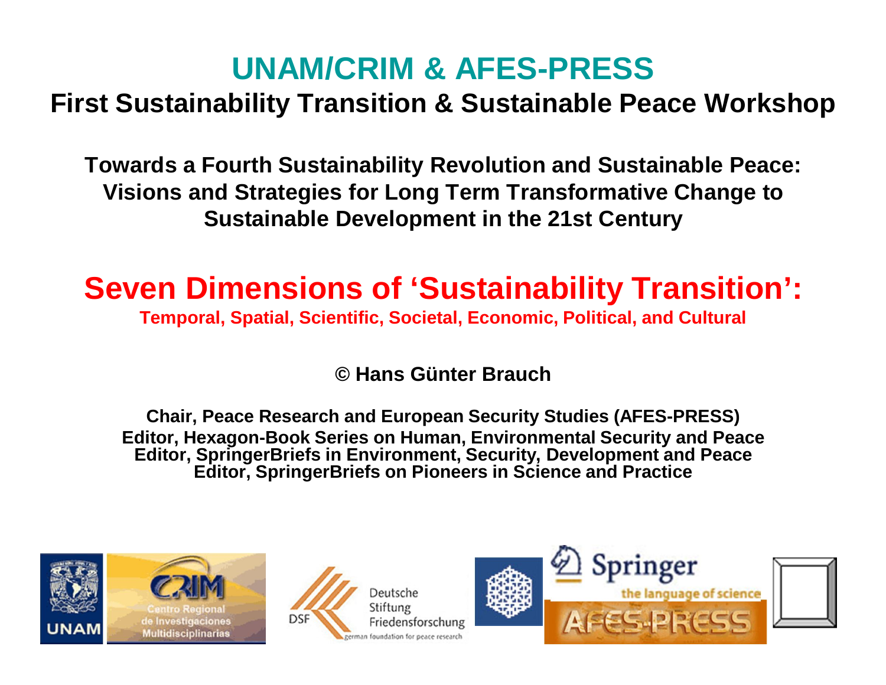# UNAM/CRIM & AFES-PRESS

## First Sustainability Transition & Sustainable Peace Workshop

**Towards a Fourth Sustainability Revolution and Sustainable Peace: Visions and Strategies for Long Term Transformative Change to Sustainable Development in the 21st Century**

# Seven Dimensions of 'Sustainability Transition':

**Temporal, Spatial, Scientific, Societal, Economic, Political, and Cultural**

**© Hans Günter Brauch**

**Chair, Peace Research and European Security Studies (AFES-PRESS)**
**Editor, Hexagon-Book Series on Human, Environmental Security and Peace**
**Editor, SpringerBriefs in Environment, Security, Development and Peace**
**Editor, SpringerBriefs on Pioneers in Science and Practice**

UNAM — CRIM Centro Regional de Investigaciones Multidisciplinarias — DSF Deutsche Stiftung Friedensforschung german foundation for peace research — Springer the language of science — AFES-PRESS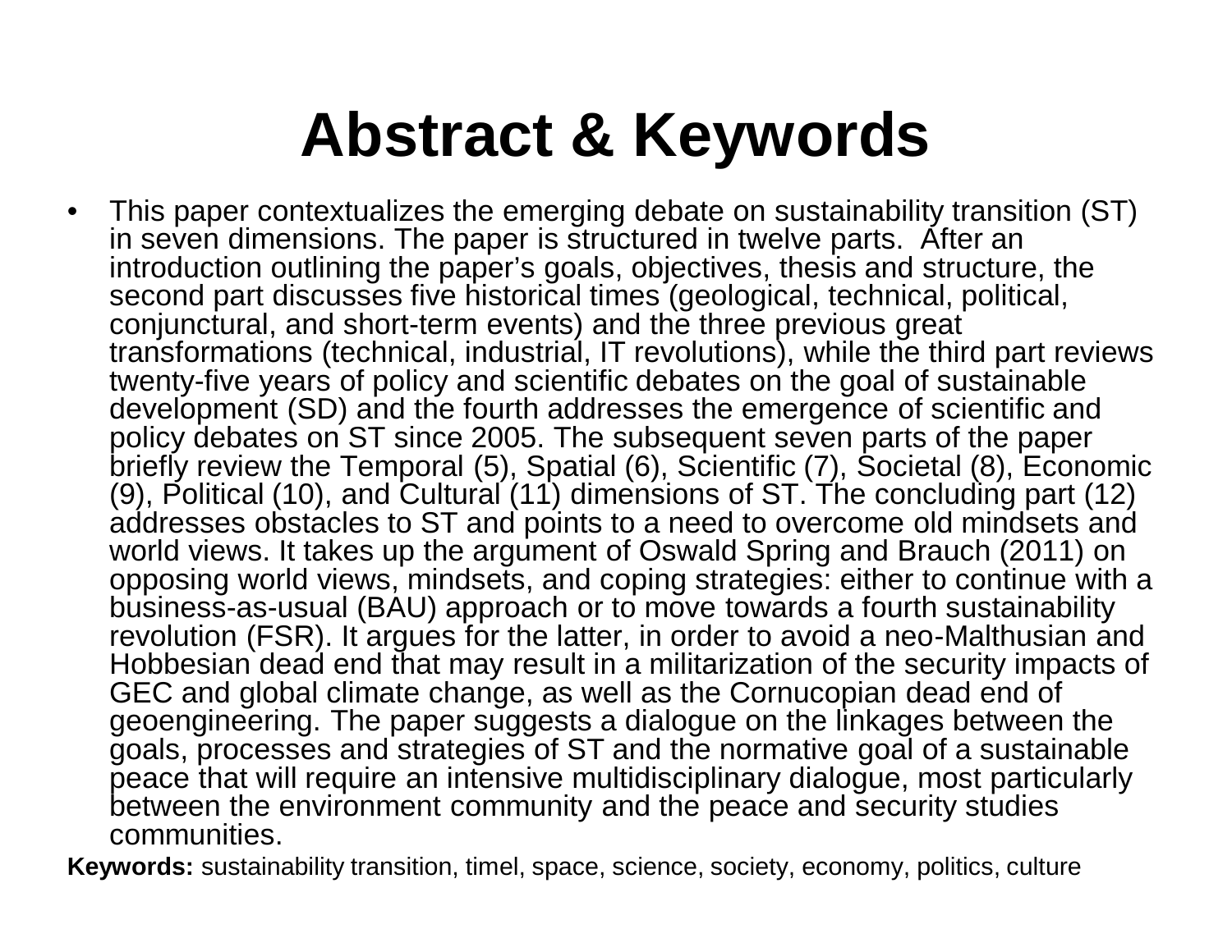# Abstract & Keywords

- This paper contextualizes the emerging debate on sustainability transition (ST) in seven dimensions. The paper is structured in twelve parts. After an introduction outlining the paper's goals, objectives, thesis and structure, the second part discusses five historical times (geological, technical, political, conjunctural, and short-term events) and the three previous great transformations (technical, industrial, IT revolutions), while the third part reviews twenty-five years of policy and scientific debates on the goal of sustainable development (SD) and the fourth addresses the emergence of scientific and policy debates on ST since 2005. The subsequent seven parts of the paper briefly review the Temporal (5), Spatial (6), Scientific (7), Societal (8), Economic (9), Political (10), and Cultural (11) dimensions of ST. The concluding part (12) addresses obstacles to ST and points to a need to overcome old mindsets and world views. It takes up the argument of Oswald Spring and Brauch (2011) on opposing world views, mindsets, and coping strategies: either to continue with a business-as-usual (BAU) approach or to move towards a fourth sustainability revolution (FSR). It argues for the latter, in order to avoid a neo-Malthusian and Hobbesian dead end that may result in a militarization of the security impacts of GEC and global climate change, as well as the Cornucopian dead end of geoengineering. The paper suggests a dialogue on the linkages between the goals, processes and strategies of ST and the normative goal of a sustainable peace that will require an intensive multidisciplinary dialogue, most particularly between the environment community and the peace and security studies communities.

**Keywords:** sustainability transition, timel, space, science, society, economy, politics, culture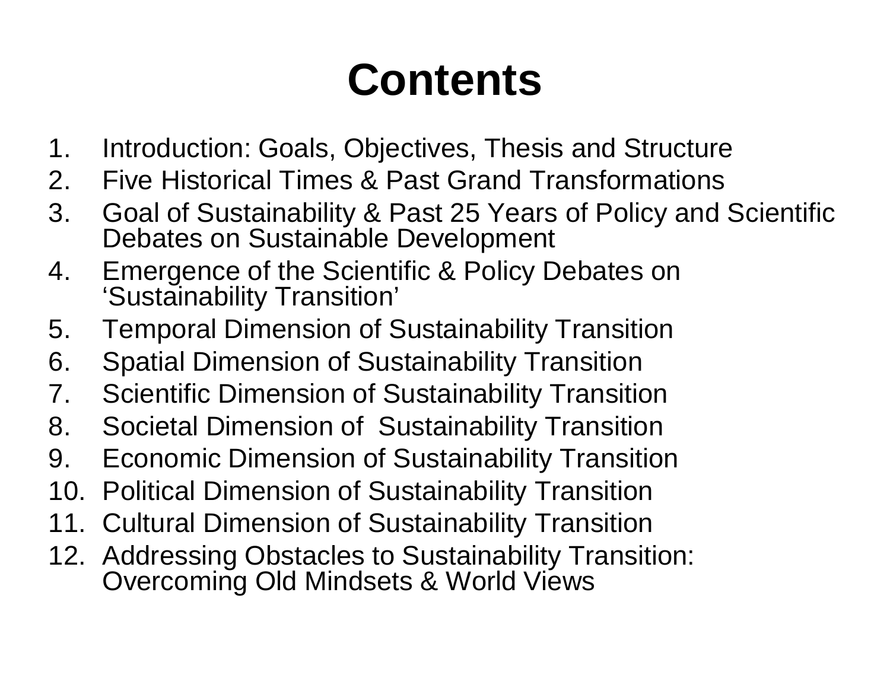# Contents

1. Introduction: Goals, Objectives, Thesis and Structure
2. Five Historical Times & Past Grand Transformations
3. Goal of Sustainability & Past 25 Years of Policy and Scientific Debates on Sustainable Development
4. Emergence of the Scientific & Policy Debates on 'Sustainability Transition'
5. Temporal Dimension of Sustainability Transition
6. Spatial Dimension of Sustainability Transition
7. Scientific Dimension of Sustainability Transition
8. Societal Dimension of Sustainability Transition
9. Economic Dimension of Sustainability Transition
10. Political Dimension of Sustainability Transition
11. Cultural Dimension of Sustainability Transition
12. Addressing Obstacles to Sustainability Transition: Overcoming Old Mindsets & World Views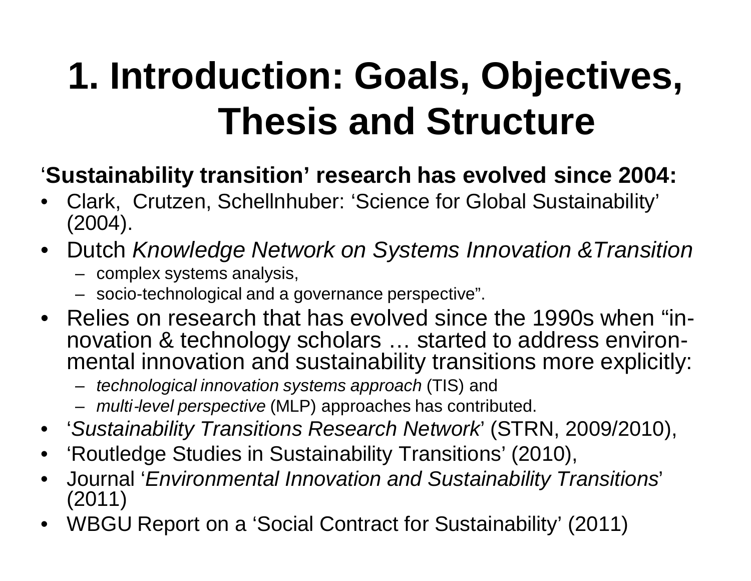# 1. Introduction: Goals, Objectives, Thesis and Structure

'**Sustainability transition' research has evolved since 2004:**

- Clark, Crutzen, Schellnhuber: 'Science for Global Sustainability' (2004).
- Dutch *Knowledge Network on Systems Innovation &Transition*
  - complex systems analysis,
  - socio-technological and a governance perspective".
- Relies on research that has evolved since the 1990s when "in-novation & technology scholars … started to address environ-mental innovation and sustainability transitions more explicitly:
  - *technological innovation systems approach* (TIS) and
  - *multi-level perspective* (MLP) approaches has contributed.
- '*Sustainability Transitions Research Network*' (STRN, 2009/2010),
- 'Routledge Studies in Sustainability Transitions' (2010),
- Journal '*Environmental Innovation and Sustainability Transitions*' (2011)
- WBGU Report on a 'Social Contract for Sustainability' (2011)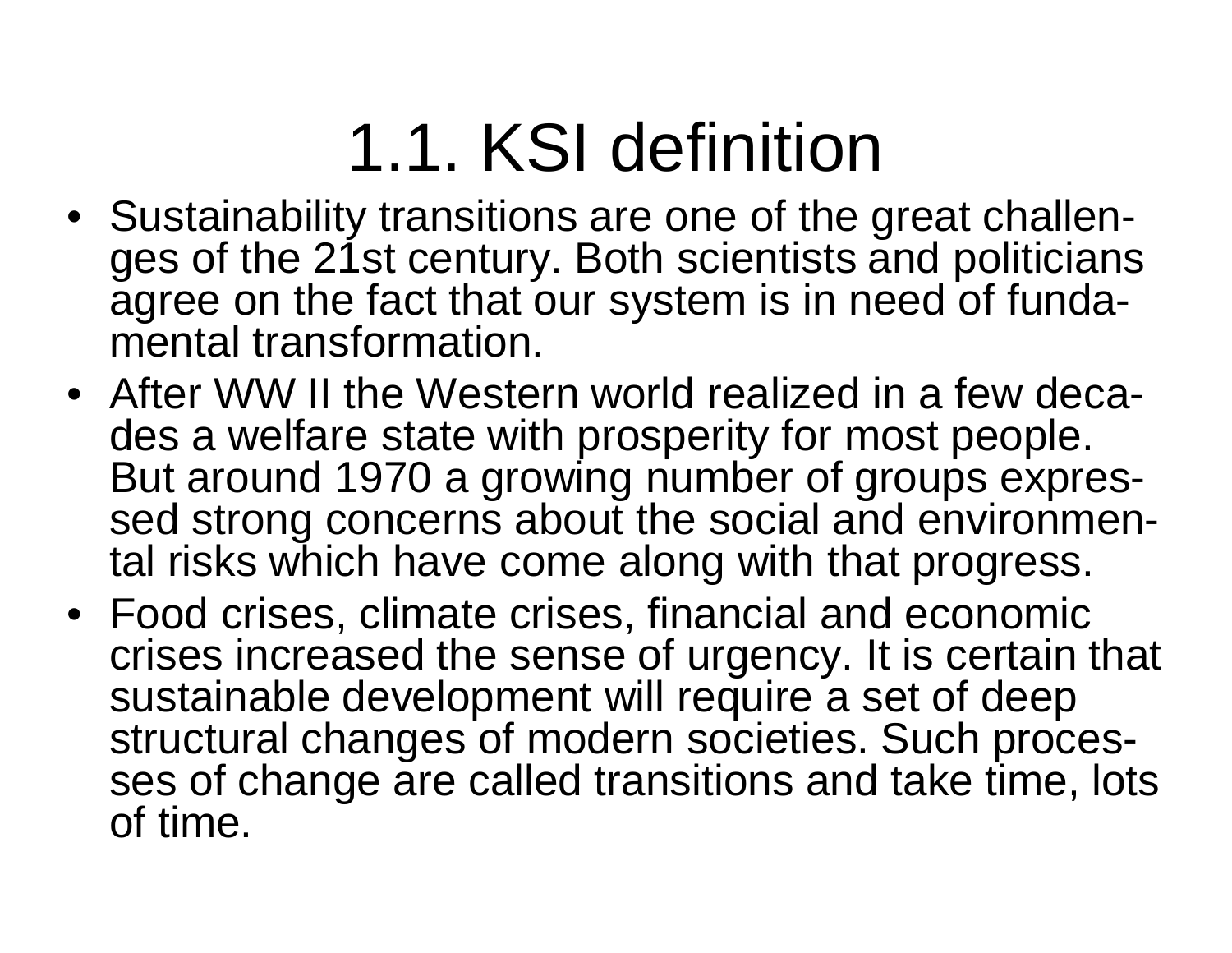# 1.1. KSI definition

- Sustainability transitions are one of the great challenges of the 21st century. Both scientists and politicians agree on the fact that our system is in need of fundamental transformation.
- After WW II the Western world realized in a few decades a welfare state with prosperity for most people. But around 1970 a growing number of groups expressed strong concerns about the social and environmental risks which have come along with that progress.
- Food crises, climate crises, financial and economic crises increased the sense of urgency. It is certain that sustainable development will require a set of deep structural changes of modern societies. Such processes of change are called transitions and take time, lots of time.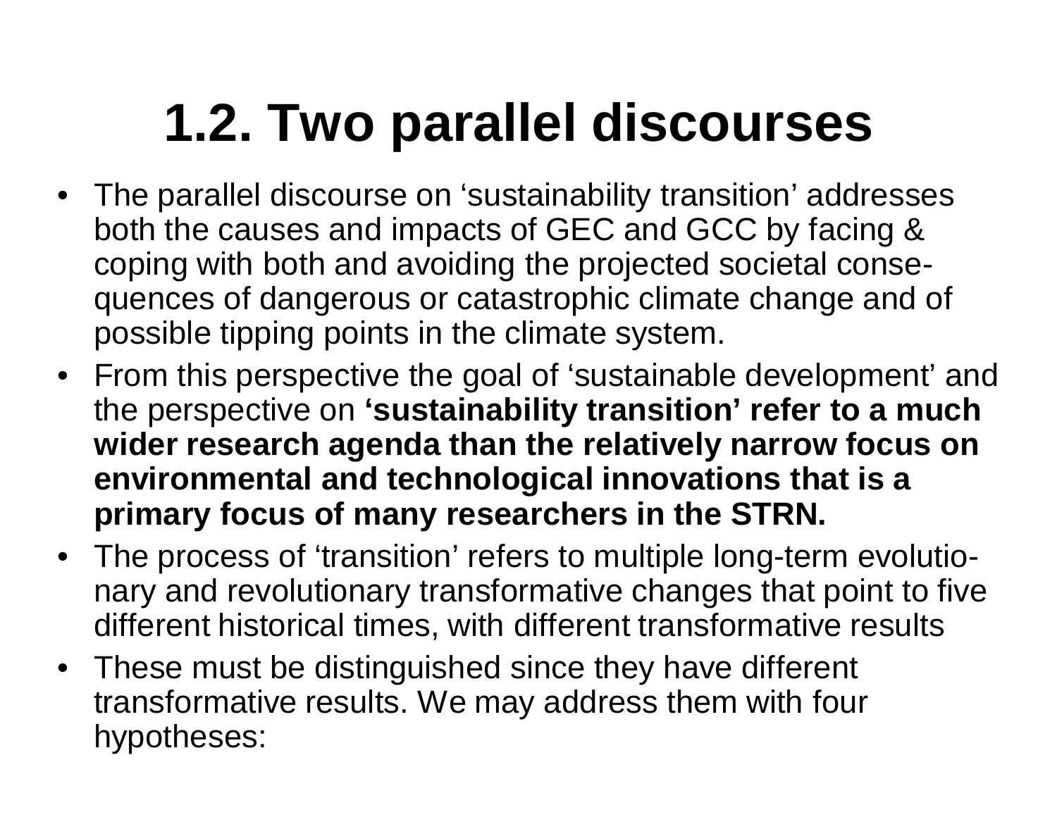# 1.2. Two parallel discourses

- The parallel discourse on 'sustainability transition' addresses both the causes and impacts of GEC and GCC by facing & coping with both and avoiding the projected societal consequences of dangerous or catastrophic climate change and of possible tipping points in the climate system.
- From this perspective the goal of 'sustainable development' and the perspective on **'sustainability transition' refer to a much wider research agenda than the relatively narrow focus on environmental and technological innovations that is a primary focus of many researchers in the STRN.**
- The process of 'transition' refers to multiple long-term evolutionary and revolutionary transformative changes that point to five different historical times, with different transformative results
- These must be distinguished since they have different transformative results. We may address them with four hypotheses: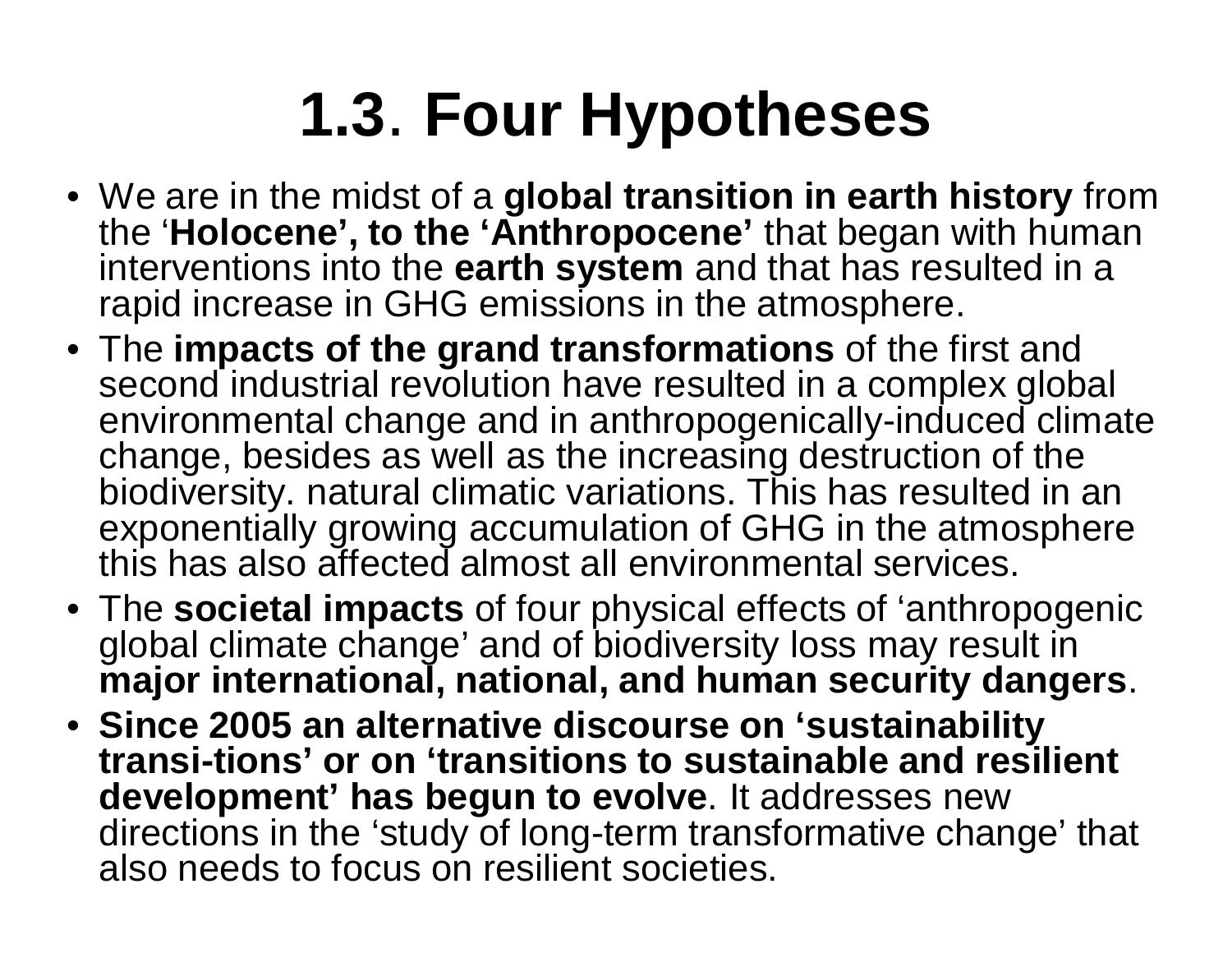# 1.3. Four Hypotheses

- We are in the midst of a **global transition in earth history** from the '**Holocene', to the 'Anthropocene'** that began with human interventions into the **earth system** and that has resulted in a rapid increase in GHG emissions in the atmosphere.
- The **impacts of the grand transformations** of the first and second industrial revolution have resulted in a complex global environmental change and in anthropogenically-induced climate change, besides as well as the increasing destruction of the biodiversity. natural climatic variations. This has resulted in an exponentially growing accumulation of GHG in the atmosphere this has also affected almost all environmental services.
- The **societal impacts** of four physical effects of 'anthropogenic global climate change' and of biodiversity loss may result in **major international, national, and human security dangers**.
- **Since 2005 an alternative discourse on 'sustainability transi-tions' or on 'transitions to sustainable and resilient development' has begun to evolve**. It addresses new directions in the 'study of long-term transformative change' that also needs to focus on resilient societies.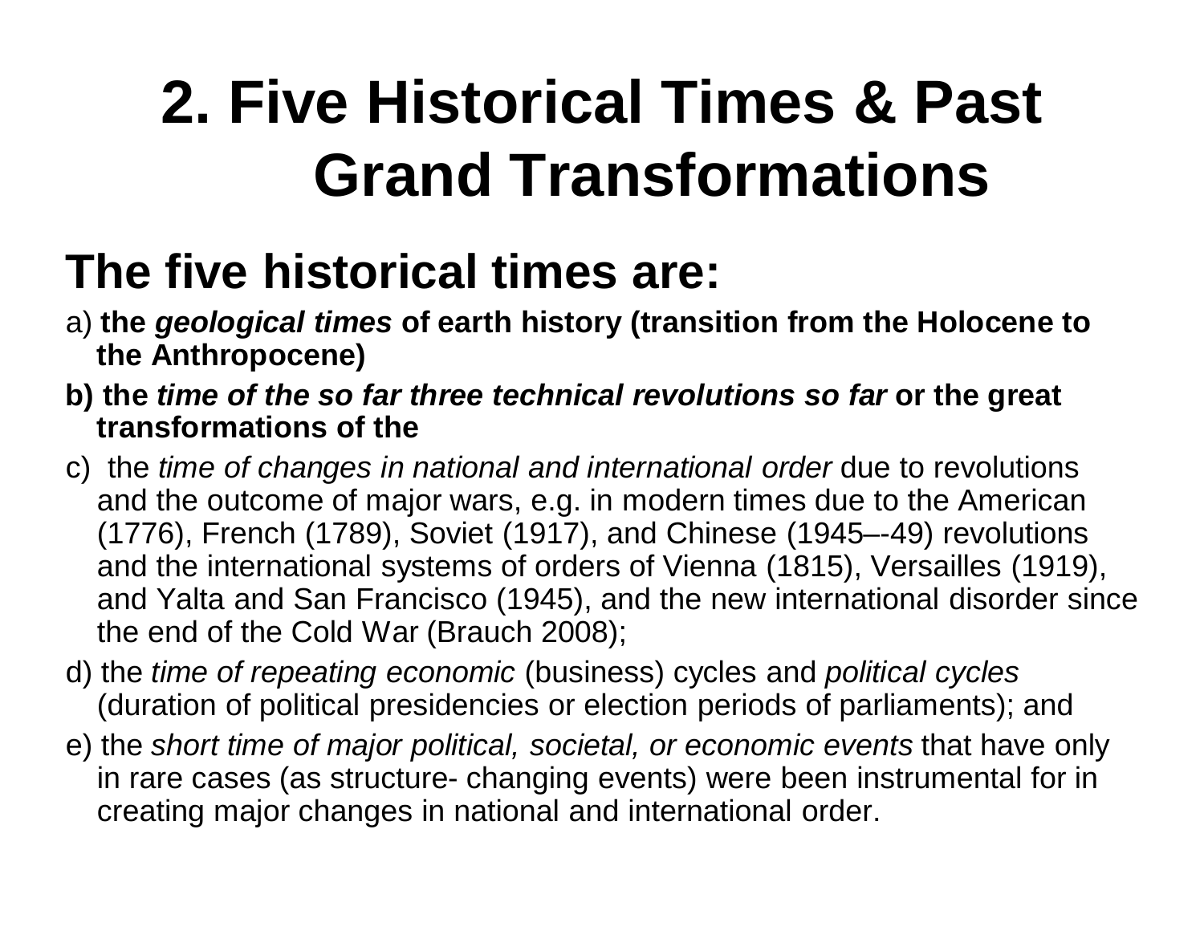# 2. Five Historical Times & Past Grand Transformations

## The five historical times are:

a) **the *geological times* of earth history (transition from the Holocene to the Anthropocene)**

**b) the *time of the so far three technical revolutions so far* or the great transformations of the**

c) the *time of changes in national and international order* due to revolutions and the outcome of major wars, e.g. in modern times due to the American (1776), French (1789), Soviet (1917), and Chinese (1945–-49) revolutions and the international systems of orders of Vienna (1815), Versailles (1919), and Yalta and San Francisco (1945), and the new international disorder since the end of the Cold War (Brauch 2008);

d) the *time of repeating economic* (business) cycles and *political cycles* (duration of political presidencies or election periods of parliaments); and

e) the *short time of major political, societal, or economic events* that have only in rare cases (as structure- changing events) were been instrumental for in creating major changes in national and international order.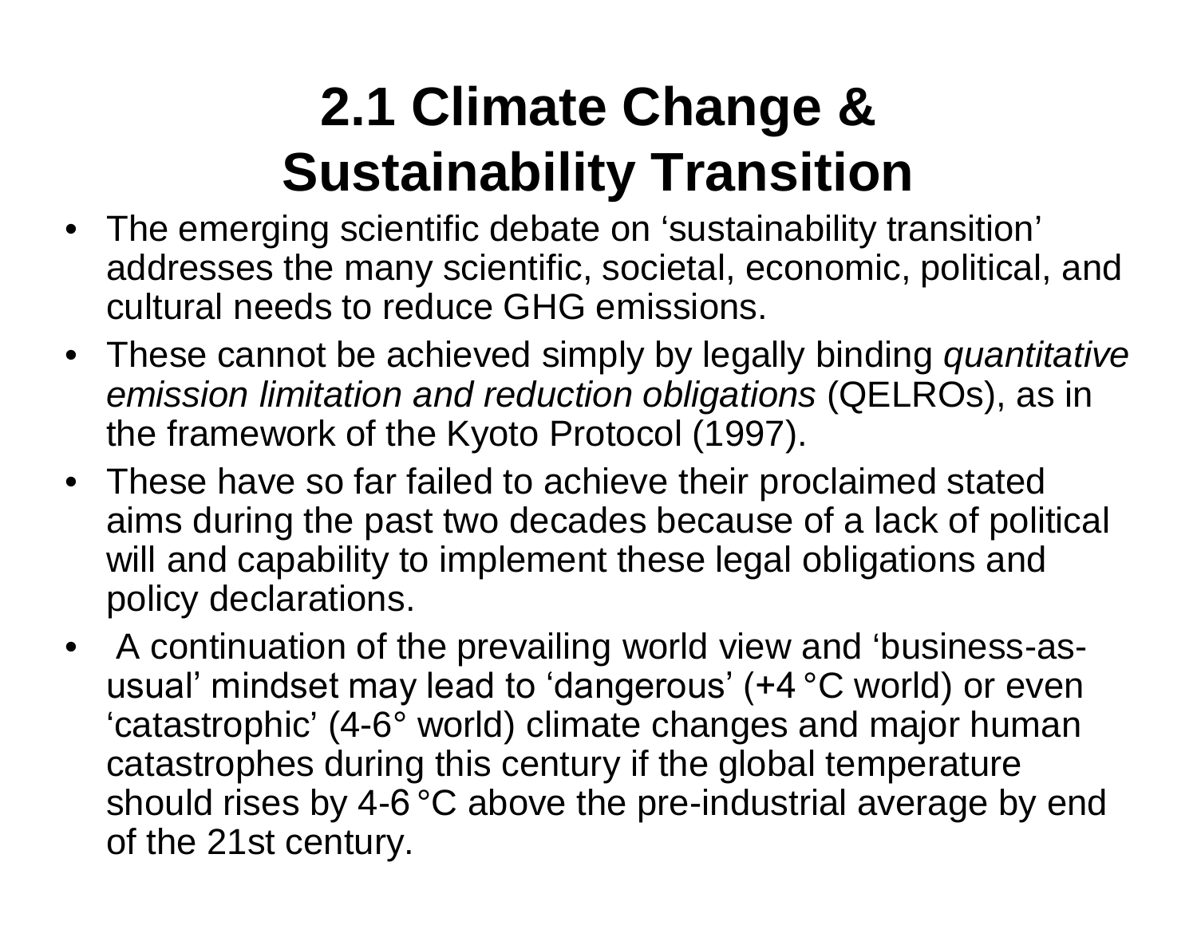# 2.1 Climate Change & Sustainability Transition

- The emerging scientific debate on 'sustainability transition' addresses the many scientific, societal, economic, political, and cultural needs to reduce GHG emissions.
- These cannot be achieved simply by legally binding *quantitative emission limitation and reduction obligations* (QELROs), as in the framework of the Kyoto Protocol (1997).
- These have so far failed to achieve their proclaimed stated aims during the past two decades because of a lack of political will and capability to implement these legal obligations and policy declarations.
- A continuation of the prevailing world view and 'business-as-usual' mindset may lead to 'dangerous' (+4 °C world) or even 'catastrophic' (4-6° world) climate changes and major human catastrophes during this century if the global temperature should rises by 4-6 °C above the pre-industrial average by end of the 21st century.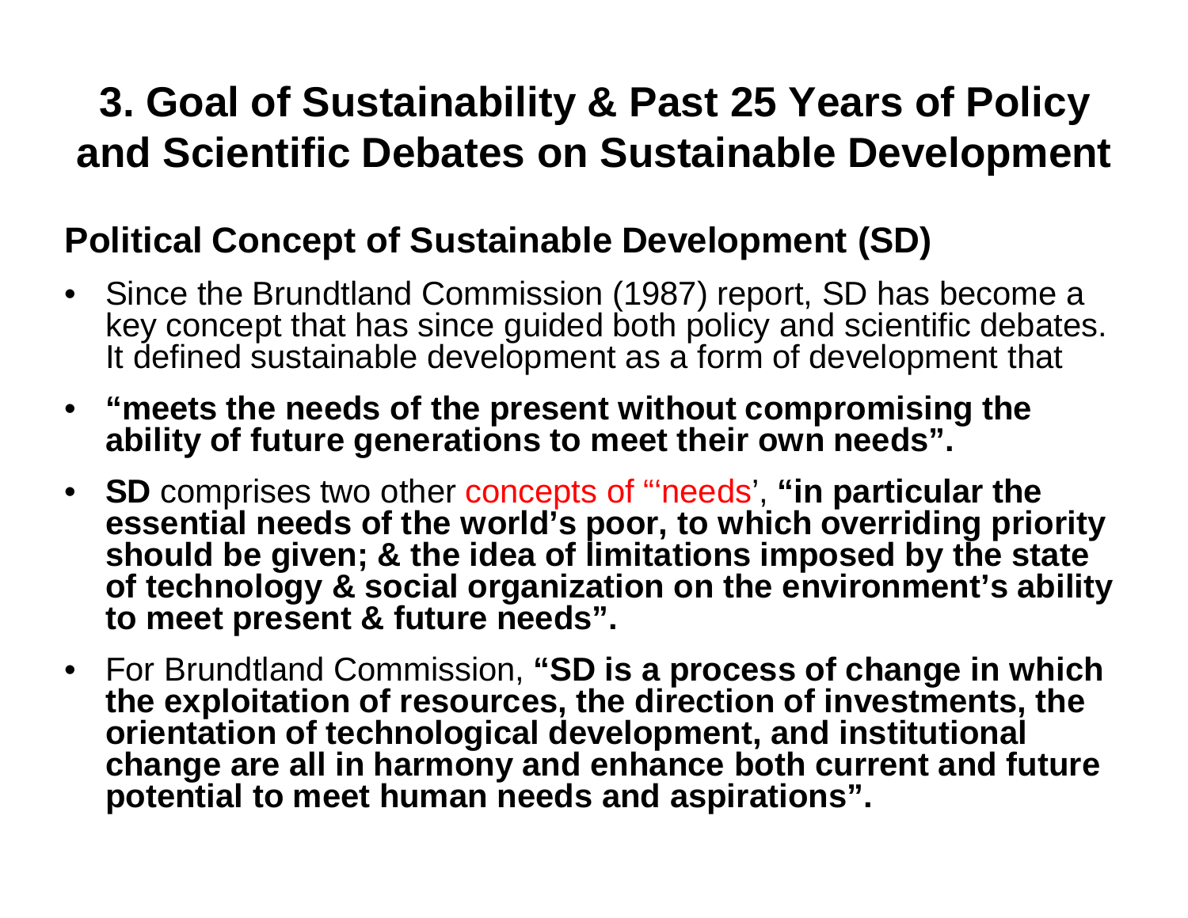# 3. Goal of Sustainability & Past 25 Years of Policy and Scientific Debates on Sustainable Development

## Political Concept of Sustainable Development (SD)

- Since the Brundtland Commission (1987) report, SD has become a key concept that has since guided both policy and scientific debates. It defined sustainable development as a form of development that
- **"meets the needs of the present without compromising the ability of future generations to meet their own needs".**
- **SD** comprises two other concepts of "'needs', **"in particular the essential needs of the world's poor, to which overriding priority should be given; & the idea of limitations imposed by the state of technology & social organization on the environment's ability to meet present & future needs".**
- For Brundtland Commission, **"SD is a process of change in which the exploitation of resources, the direction of investments, the orientation of technological development, and institutional change are all in harmony and enhance both current and future potential to meet human needs and aspirations".**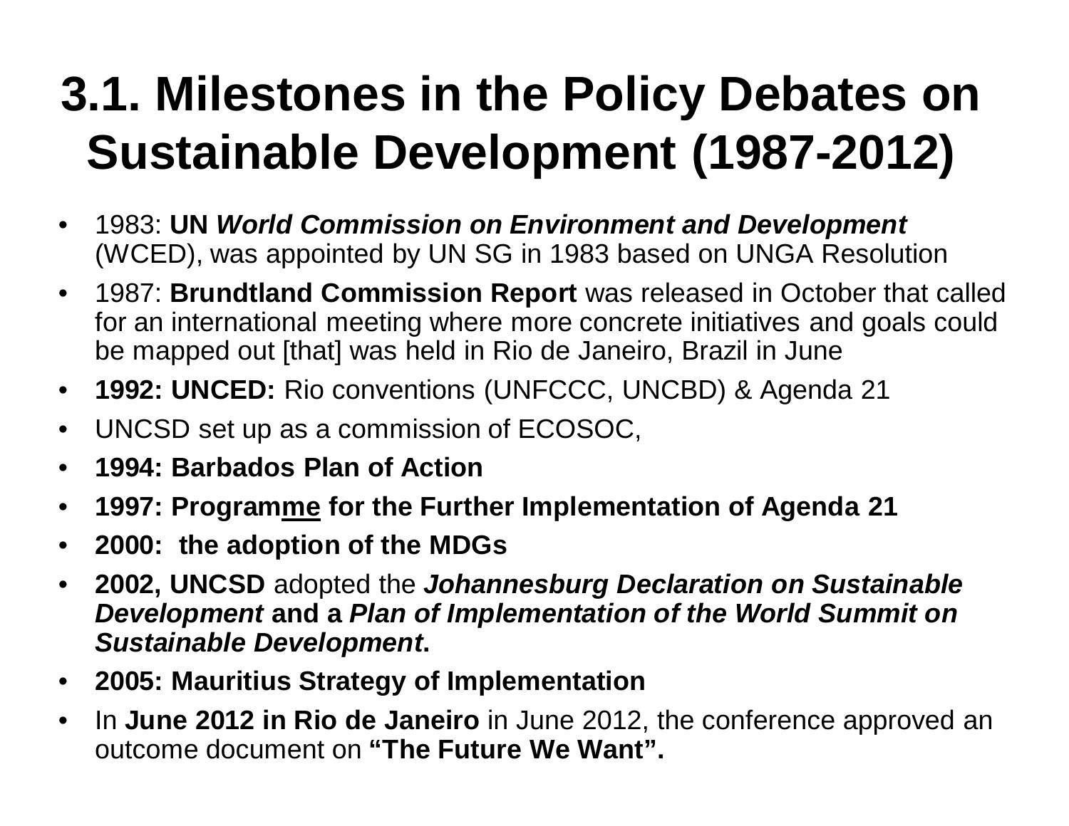# 3.1. Milestones in the Policy Debates on Sustainable Development (1987-2012)

- 1983: **UN *World Commission on Environment and Development*** (WCED), was appointed by UN SG in 1983 based on UNGA Resolution
- 1987: **Brundtland Commission Report** was released in October that called for an international meeting where more concrete initiatives and goals could be mapped out [that] was held in Rio de Janeiro, Brazil in June
- **1992: UNCED:** Rio conventions (UNFCCC, UNCBD) & Agenda 21
- UNCSD set up as a commission of ECOSOC,
- **1994: Barbados Plan of Action**
- **1997: Programme for the Further Implementation of Agenda 21**
- **2000: the adoption of the MDGs**
- **2002, UNCSD** adopted the ***Johannesburg Declaration on Sustainable Development* and a *Plan of Implementation of the World Summit on Sustainable Development*.**
- **2005: Mauritius Strategy of Implementation**
- In **June 2012 in Rio de Janeiro** in June 2012, the conference approved an outcome document on **"The Future We Want".**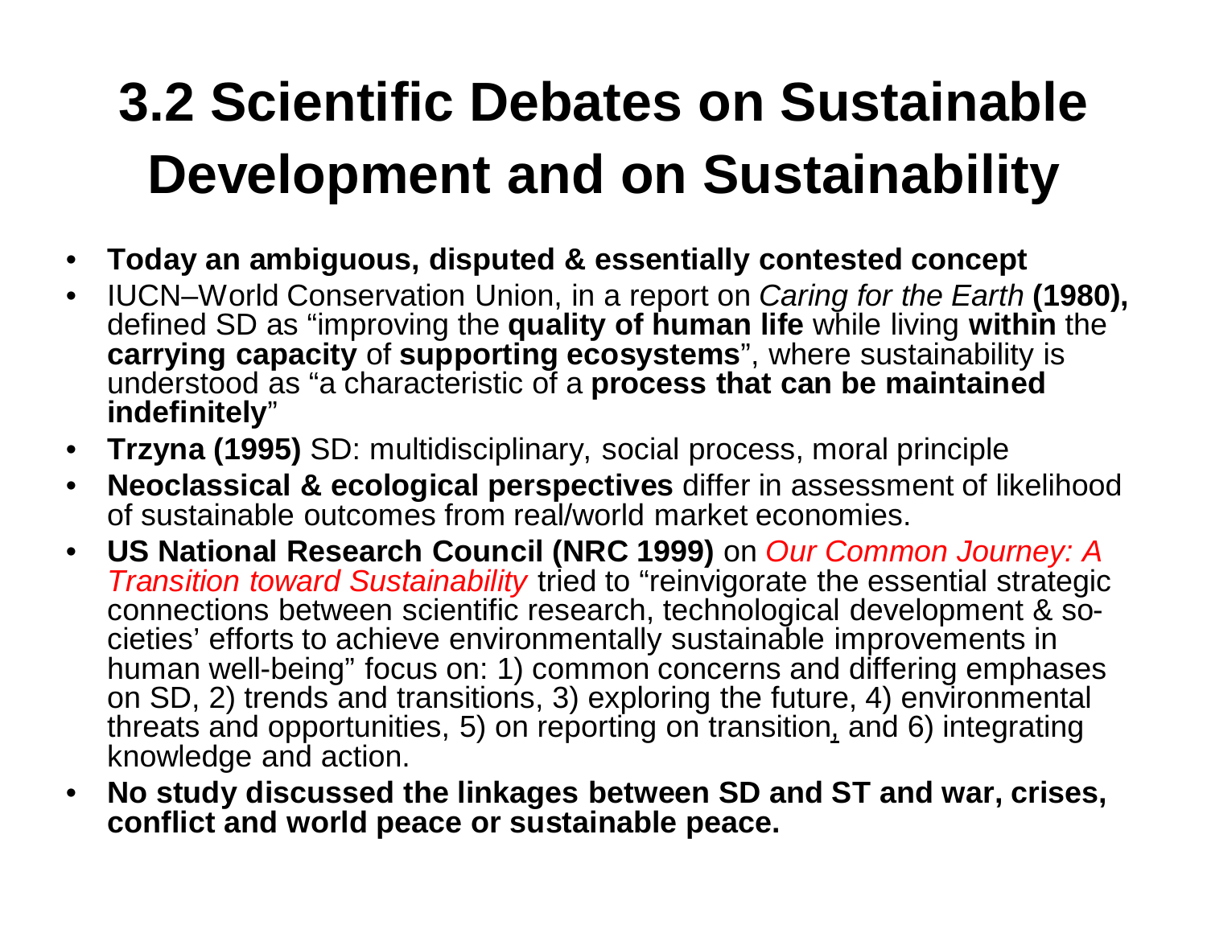# 3.2 Scientific Debates on Sustainable Development and on Sustainability

- **Today an ambiguous, disputed & essentially contested concept**
- IUCN–World Conservation Union, in a report on *Caring for the Earth* **(1980),** defined SD as "improving the **quality of human life** while living **within** the **carrying capacity** of **supporting ecosystems**", where sustainability is understood as "a characteristic of a **process that can be maintained indefinitely**"
- **Trzyna (1995)** SD: multidisciplinary, social process, moral principle
- **Neoclassical & ecological perspectives** differ in assessment of likelihood of sustainable outcomes from real/world market economies.
- **US National Research Council (NRC 1999)** on *Our Common Journey: A Transition toward Sustainability* tried to "reinvigorate the essential strategic connections between scientific research, technological development & societies' efforts to achieve environmentally sustainable improvements in human well-being" focus on: 1) common concerns and differing emphases on SD, 2) trends and transitions, 3) exploring the future, 4) environmental threats and opportunities, 5) on reporting on transition, and 6) integrating knowledge and action.
- **No study discussed the linkages between SD and ST and war, crises, conflict and world peace or sustainable peace.**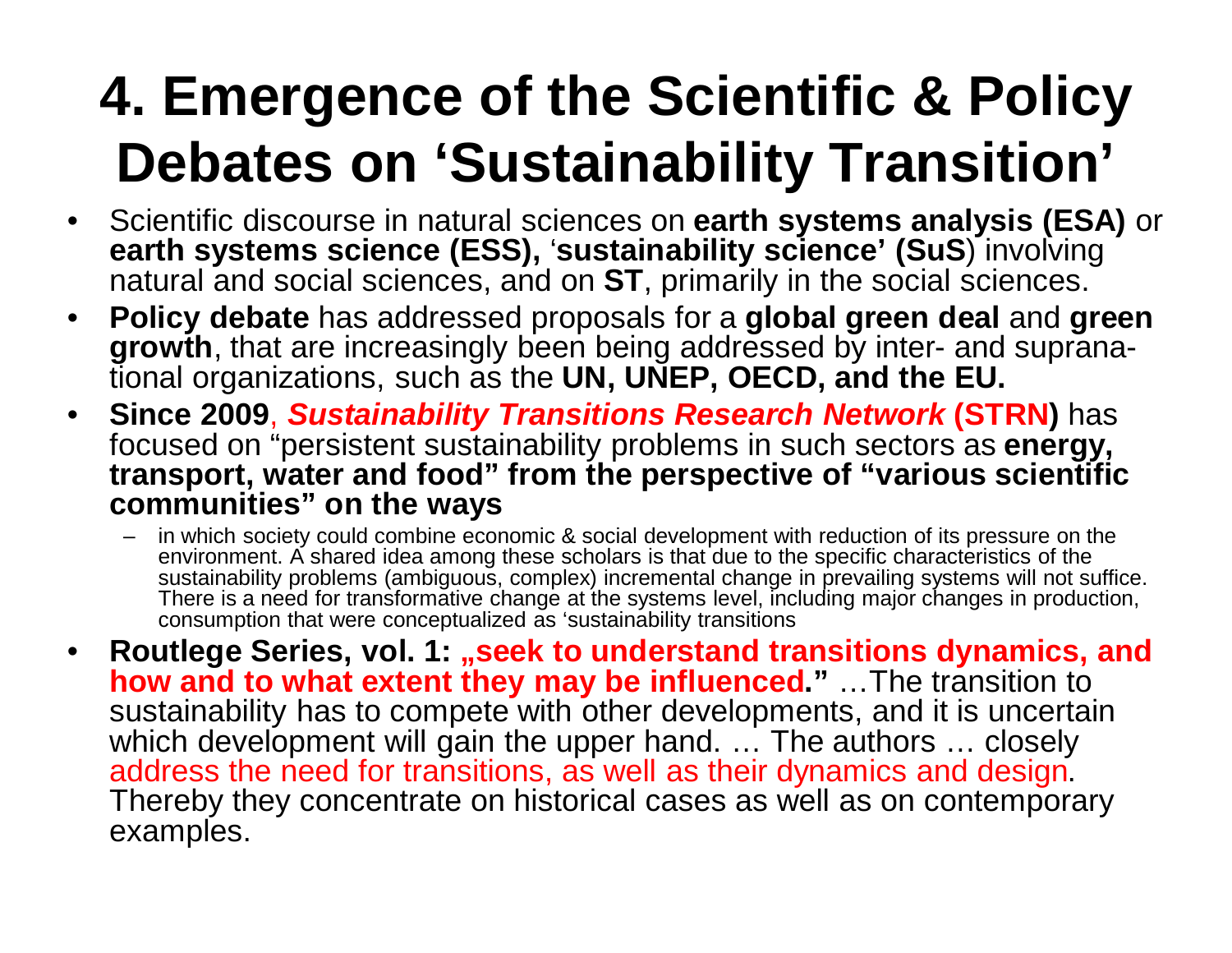# 4. Emergence of the Scientific & Policy Debates on 'Sustainability Transition'

- Scientific discourse in natural sciences on **earth systems analysis (ESA)** or **earth systems science (ESS),** '**sustainability science' (SuS**) involving natural and social sciences, and on **ST**, primarily in the social sciences.
- **Policy debate** has addressed proposals for a **global green deal** and **green growth**, that are increasingly been being addressed by inter- and supranational organizations, such as the **UN, UNEP, OECD, and the EU.**
- **Since 2009**, ***Sustainability Transitions Research Network* (STRN)** has focused on "persistent sustainability problems in such sectors as **energy, transport, water and food" from the perspective of "various scientific communities" on the ways**
  - in which society could combine economic & social development with reduction of its pressure on the environment. A shared idea among these scholars is that due to the specific characteristics of the sustainability problems (ambiguous, complex) incremental change in prevailing systems will not suffice. There is a need for transformative change at the systems level, including major changes in production, consumption that were conceptualized as 'sustainability transitions
- **Routlege Series, vol. 1: „seek to understand transitions dynamics, and how and to what extent they may be influenced."** …The transition to sustainability has to compete with other developments, and it is uncertain which development will gain the upper hand. … The authors … closely address the need for transitions, as well as their dynamics and design. Thereby they concentrate on historical cases as well as on contemporary examples.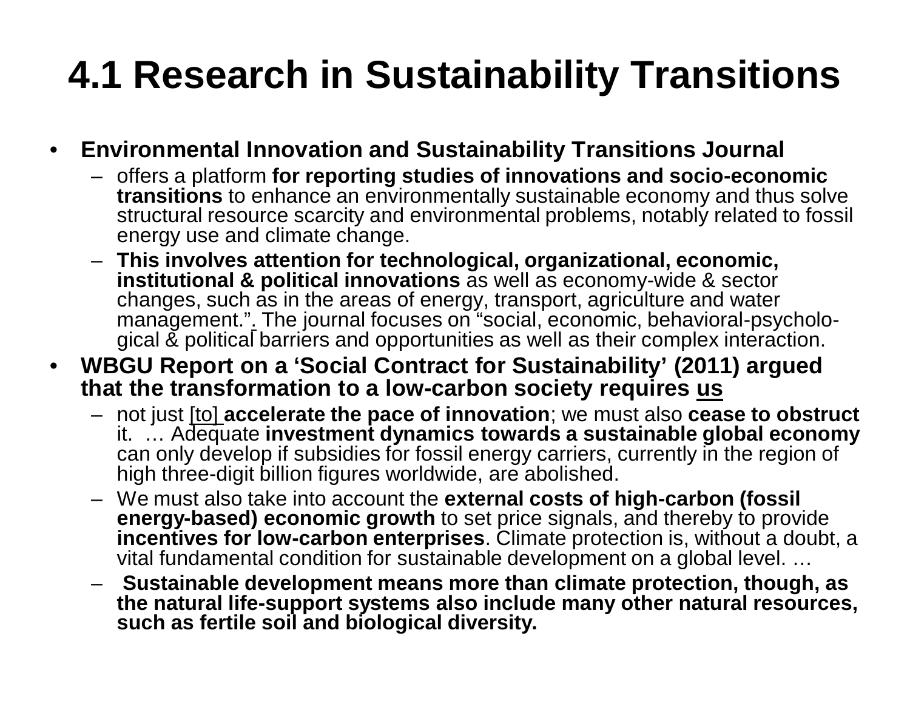# 4.1 Research in Sustainability Transitions

- **Environmental Innovation and Sustainability Transitions Journal**
  - offers a platform **for reporting studies of innovations and socio-economic transitions** to enhance an environmentally sustainable economy and thus solve structural resource scarcity and environmental problems, notably related to fossil energy use and climate change.
  - **This involves attention for technological, organizational, economic, institutional & political innovations** as well as economy-wide & sector changes, such as in the areas of energy, transport, agriculture and water management.". The journal focuses on "social, economic, behavioral-psychological & political barriers and opportunities as well as their complex interaction.
- **WBGU Report on a 'Social Contract for Sustainability' (2011) argued that the transformation to a low-carbon society requires us**
  - not just [to] **accelerate the pace of innovation**; we must also **cease to obstruct** it. … Adequate **investment dynamics towards a sustainable global economy** can only develop if subsidies for fossil energy carriers, currently in the region of high three-digit billion figures worldwide, are abolished.
  - We must also take into account the **external costs of high-carbon (fossil energy-based) economic growth** to set price signals, and thereby to provide **incentives for low-carbon enterprises**. Climate protection is, without a doubt, a vital fundamental condition for sustainable development on a global level. …
  - **Sustainable development means more than climate protection, though, as the natural life-support systems also include many other natural resources, such as fertile soil and biological diversity.**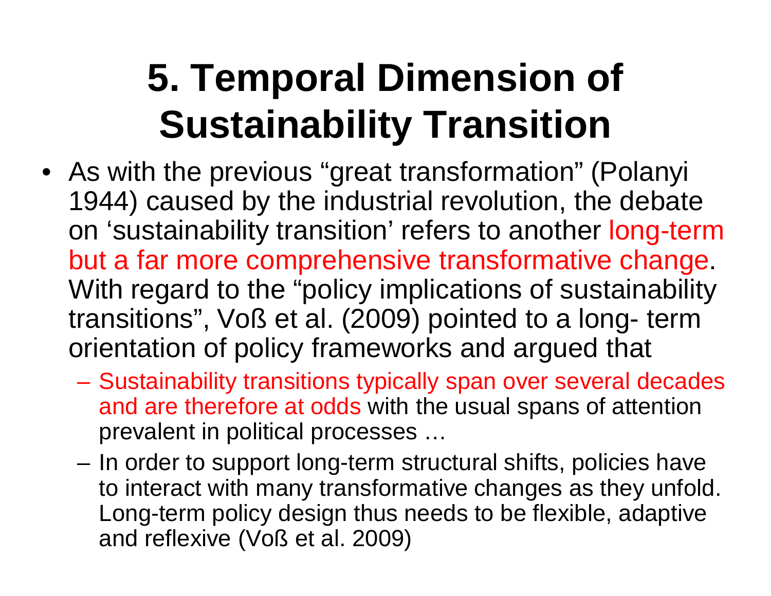# 5. Temporal Dimension of Sustainability Transition

- As with the previous "great transformation" (Polanyi 1944) caused by the industrial revolution, the debate on 'sustainability transition' refers to another long-term but a far more comprehensive transformative change. With regard to the "policy implications of sustainability transitions", Voß et al. (2009) pointed to a long- term orientation of policy frameworks and argued that
  - Sustainability transitions typically span over several decades and are therefore at odds with the usual spans of attention prevalent in political processes …
  - In order to support long-term structural shifts, policies have to interact with many transformative changes as they unfold. Long-term policy design thus needs to be flexible, adaptive and reflexive (Voß et al. 2009)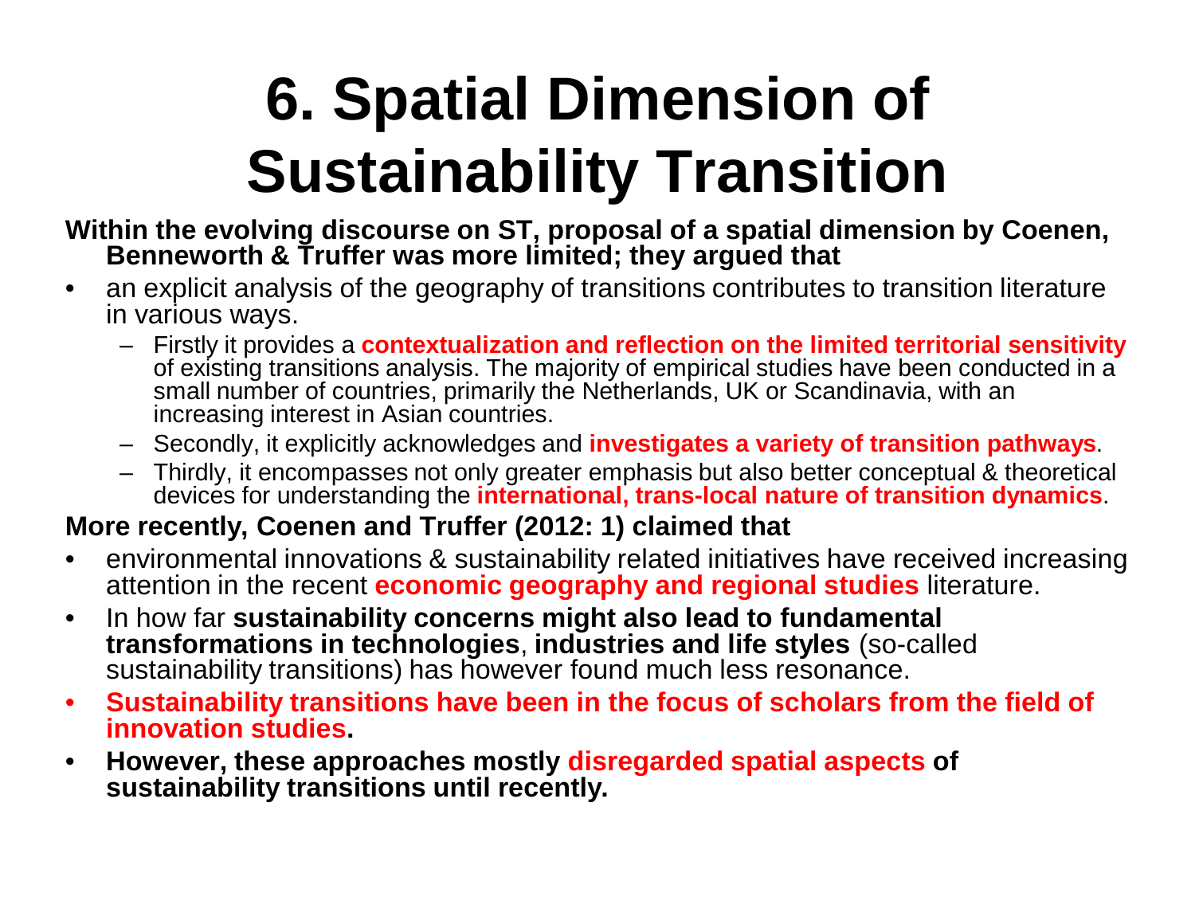# 6. Spatial Dimension of Sustainability Transition

**Within the evolving discourse on ST, proposal of a spatial dimension by Coenen, Benneworth & Truffer was more limited; they argued that**

- an explicit analysis of the geography of transitions contributes to transition literature in various ways.
  - Firstly it provides a **contextualization and reflection on the limited territorial sensitivity** of existing transitions analysis. The majority of empirical studies have been conducted in a small number of countries, primarily the Netherlands, UK or Scandinavia, with an increasing interest in Asian countries.
  - Secondly, it explicitly acknowledges and **investigates a variety of transition pathways**.
  - Thirdly, it encompasses not only greater emphasis but also better conceptual & theoretical devices for understanding the **international, trans-local nature of transition dynamics**.

**More recently, Coenen and Truffer (2012: 1) claimed that**

- environmental innovations & sustainability related initiatives have received increasing attention in the recent **economic geography and regional studies** literature.
- In how far **sustainability concerns might also lead to fundamental transformations in technologies**, **industries and life styles** (so-called sustainability transitions) has however found much less resonance.
- **Sustainability transitions have been in the focus of scholars from the field of innovation studies.**
- **However, these approaches mostly disregarded spatial aspects of sustainability transitions until recently.**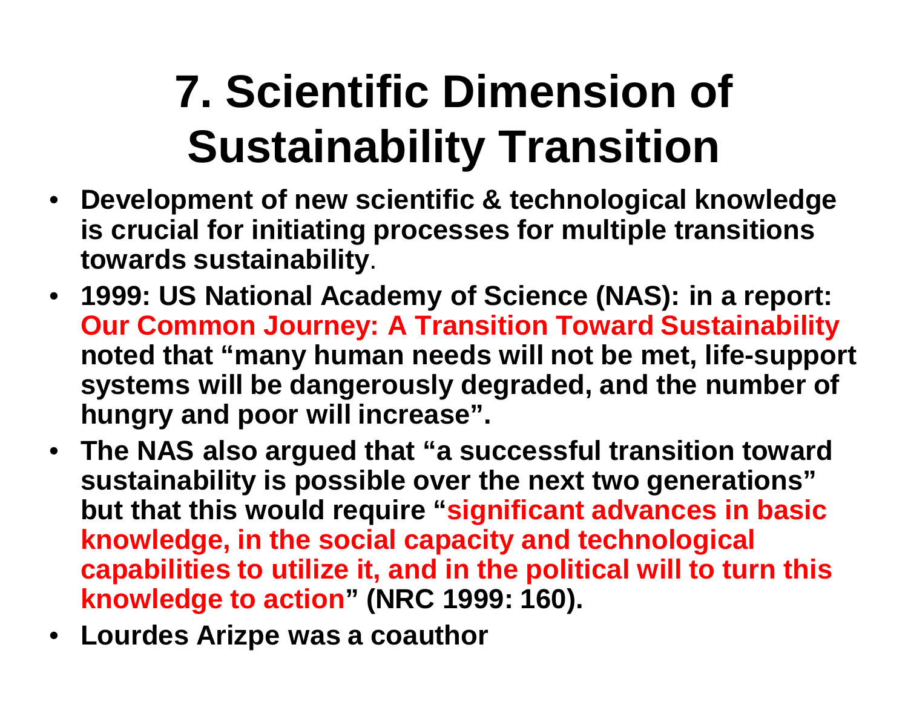# 7. Scientific Dimension of Sustainability Transition

- **Development of new scientific & technological knowledge is crucial for initiating processes for multiple transitions towards sustainability**.
- **1999: US National Academy of Science (NAS): in a report: Our Common Journey: A Transition Toward Sustainability noted that "many human needs will not be met, life-support systems will be dangerously degraded, and the number of hungry and poor will increase".**
- **The NAS also argued that "a successful transition toward sustainability is possible over the next two generations" but that this would require "significant advances in basic knowledge, in the social capacity and technological capabilities to utilize it, and in the political will to turn this knowledge to action" (NRC 1999: 160).**
- **Lourdes Arizpe was a coauthor**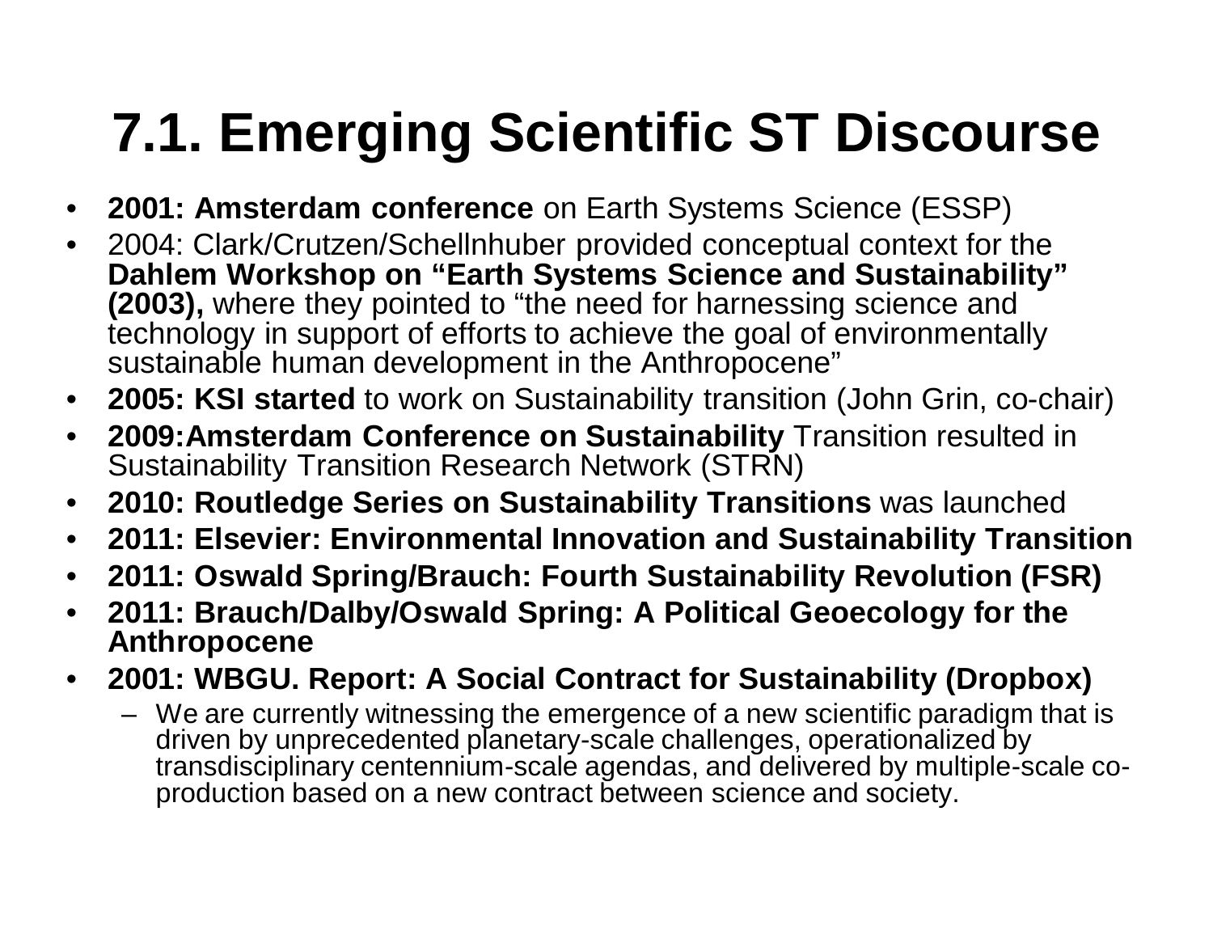# 7.1. Emerging Scientific ST Discourse

- **2001: Amsterdam conference** on Earth Systems Science (ESSP)
- 2004: Clark/Crutzen/Schellnhuber provided conceptual context for the **Dahlem Workshop on "Earth Systems Science and Sustainability" (2003),** where they pointed to "the need for harnessing science and technology in support of efforts to achieve the goal of environmentally sustainable human development in the Anthropocene"
- **2005: KSI started** to work on Sustainability transition (John Grin, co-chair)
- **2009:Amsterdam Conference on Sustainability** Transition resulted in Sustainability Transition Research Network (STRN)
- **2010: Routledge Series on Sustainability Transitions** was launched
- **2011: Elsevier: Environmental Innovation and Sustainability Transition**
- **2011: Oswald Spring/Brauch: Fourth Sustainability Revolution (FSR)**
- **2011: Brauch/Dalby/Oswald Spring: A Political Geoecology for the Anthropocene**
- **2001: WBGU. Report: A Social Contract for Sustainability (Dropbox)**
  - We are currently witnessing the emergence of a new scientific paradigm that is driven by unprecedented planetary-scale challenges, operationalized by transdisciplinary centennium-scale agendas, and delivered by multiple-scale co-production based on a new contract between science and society.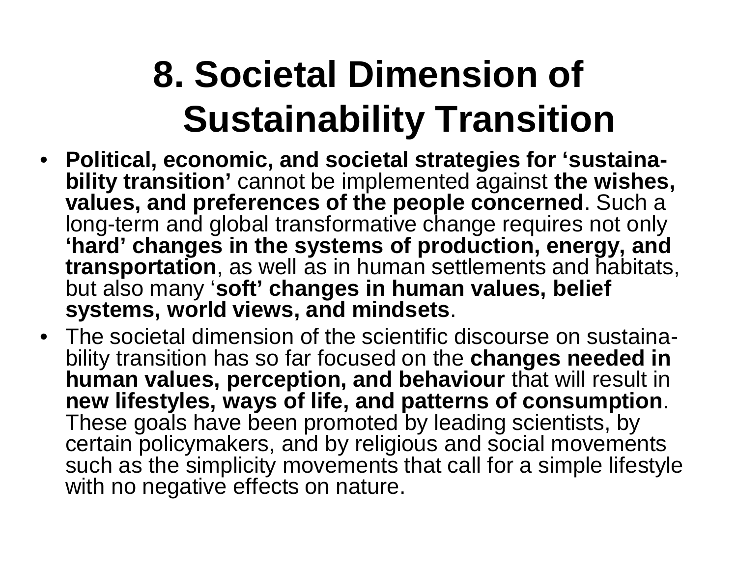# 8. Societal Dimension of Sustainability Transition

- **Political, economic, and societal strategies for 'sustainability transition'** cannot be implemented against **the wishes, values, and preferences of the people concerned**. Such a long-term and global transformative change requires not only **'hard' changes in the systems of production, energy, and transportation**, as well as in human settlements and habitats, but also many '**soft' changes in human values, belief systems, world views, and mindsets**.
- The societal dimension of the scientific discourse on sustainability transition has so far focused on the **changes needed in human values, perception, and behaviour** that will result in **new lifestyles, ways of life, and patterns of consumption**. These goals have been promoted by leading scientists, by certain policymakers, and by religious and social movements such as the simplicity movements that call for a simple lifestyle with no negative effects on nature.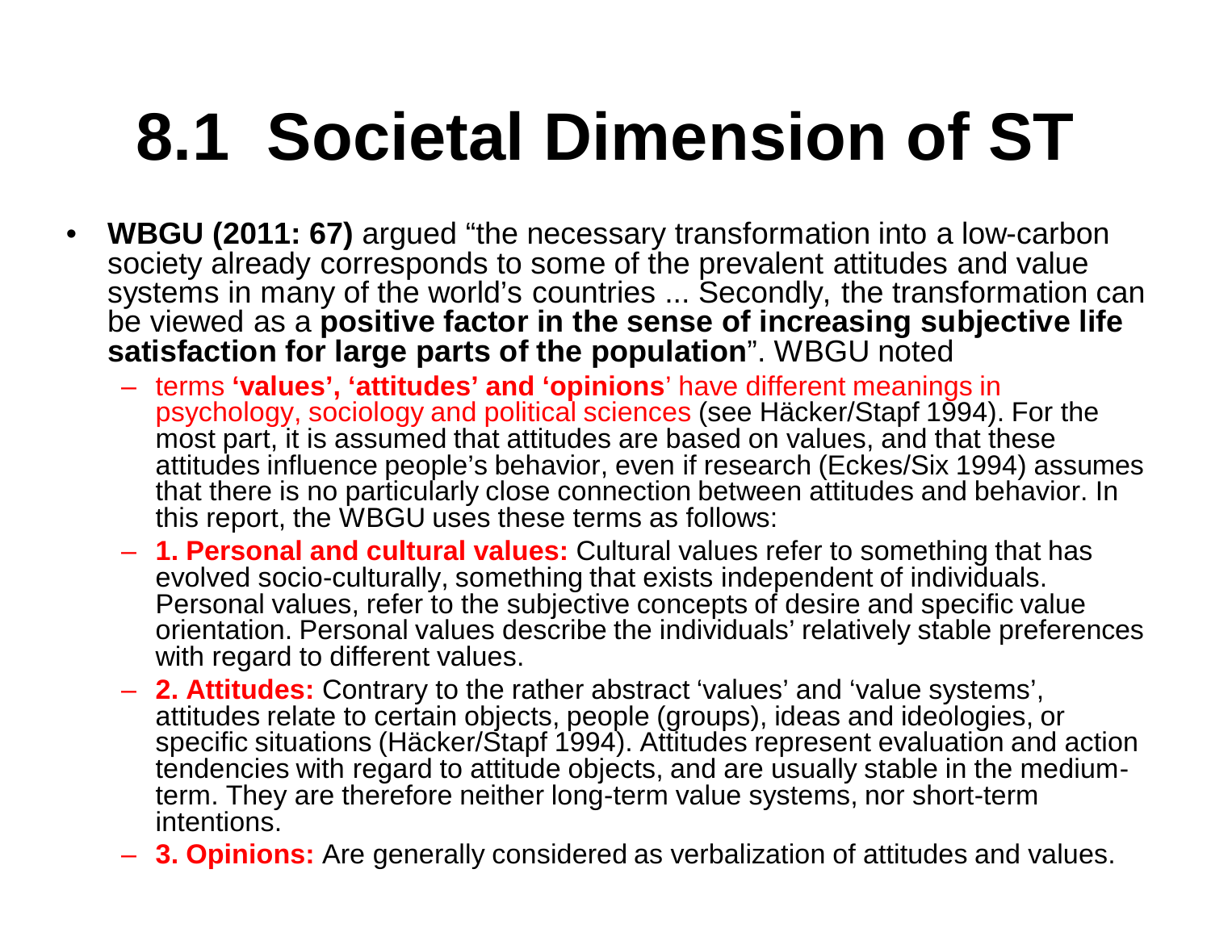# 8.1 Societal Dimension of ST

- **WBGU (2011: 67)** argued "the necessary transformation into a low-carbon society already corresponds to some of the prevalent attitudes and value systems in many of the world's countries ... Secondly, the transformation can be viewed as a **positive factor in the sense of increasing subjective life satisfaction for large parts of the population**". WBGU noted
  - terms **'values', 'attitudes' and 'opinions**' have different meanings in psychology, sociology and political sciences (see Häcker/Stapf 1994). For the most part, it is assumed that attitudes are based on values, and that these attitudes influence people's behavior, even if research (Eckes/Six 1994) assumes that there is no particularly close connection between attitudes and behavior. In this report, the WBGU uses these terms as follows:
  - **1. Personal and cultural values:** Cultural values refer to something that has evolved socio-culturally, something that exists independent of individuals. Personal values, refer to the subjective concepts of desire and specific value orientation. Personal values describe the individuals' relatively stable preferences with regard to different values.
  - **2. Attitudes:** Contrary to the rather abstract 'values' and 'value systems', attitudes relate to certain objects, people (groups), ideas and ideologies, or specific situations (Häcker/Stapf 1994). Attitudes represent evaluation and action tendencies with regard to attitude objects, and are usually stable in the medium-term. They are therefore neither long-term value systems, nor short-term intentions.
  - **3. Opinions:** Are generally considered as verbalization of attitudes and values.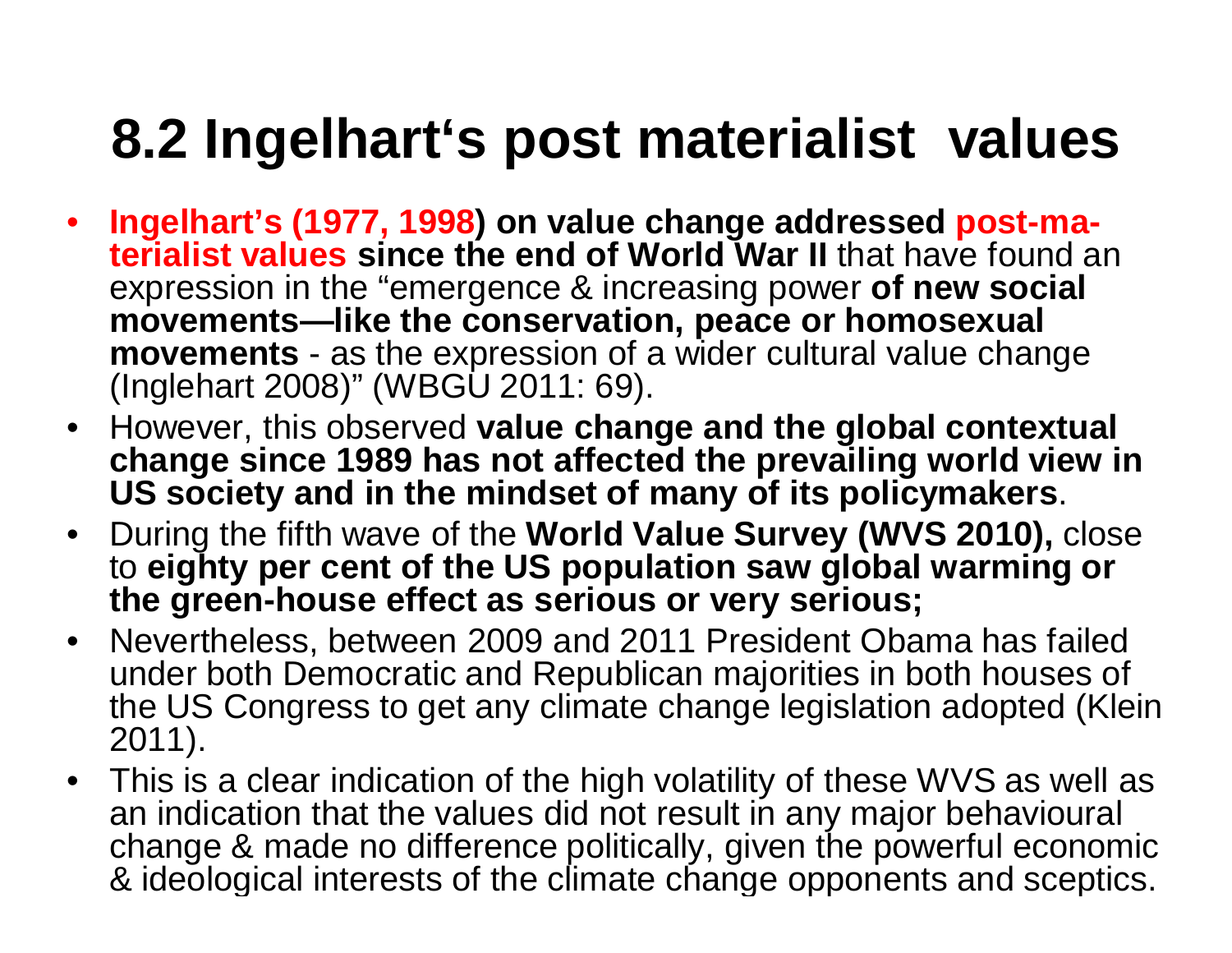# 8.2 Ingelhart's post materialist values

- **Ingelhart's (1977, 1998) on value change addressed post-materialist values since the end of World War II** that have found an expression in the "emergence & increasing power **of new social movements—like the conservation, peace or homosexual movements** - as the expression of a wider cultural value change (Inglehart 2008)" (WBGU 2011: 69).
- However, this observed **value change and the global contextual change since 1989 has not affected the prevailing world view in US society and in the mindset of many of its policymakers**.
- During the fifth wave of the **World Value Survey (WVS 2010),** close to **eighty per cent of the US population saw global warming or the green-house effect as serious or very serious;**
- Nevertheless, between 2009 and 2011 President Obama has failed under both Democratic and Republican majorities in both houses of the US Congress to get any climate change legislation adopted (Klein 2011).
- This is a clear indication of the high volatility of these WVS as well as an indication that the values did not result in any major behavioural change & made no difference politically, given the powerful economic & ideological interests of the climate change opponents and sceptics.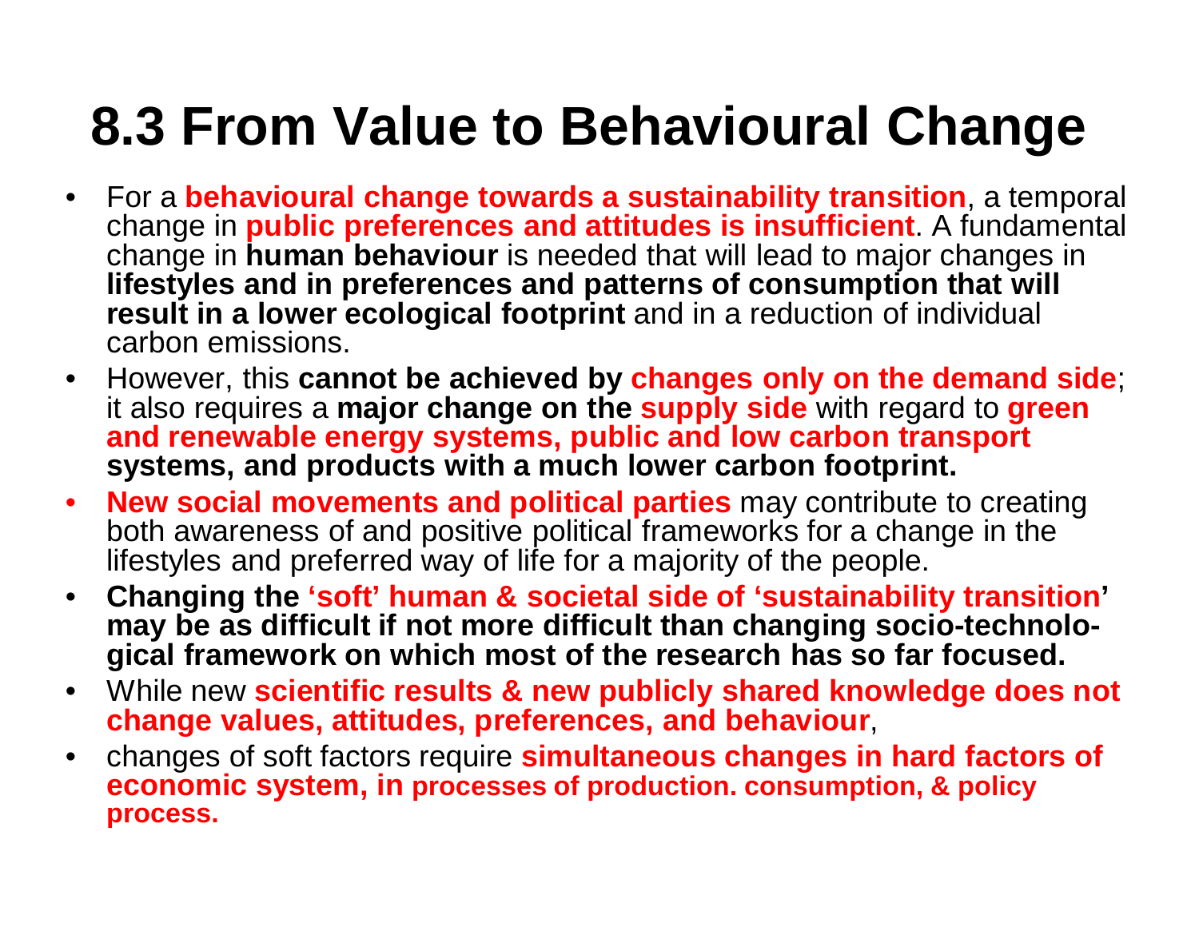# 8.3 From Value to Behavioural Change

- For a **behavioural change towards a sustainability transition**, a temporal change in **public preferences and attitudes is insufficient**. A fundamental change in **human behaviour** is needed that will lead to major changes in **lifestyles and in preferences and patterns of consumption that will result in a lower ecological footprint** and in a reduction of individual carbon emissions.
- However, this **cannot be achieved by changes only on the demand side**; it also requires a **major change on the supply side** with regard to **green and renewable energy systems, public and low carbon transport systems, and products with a much lower carbon footprint.**
- **New social movements and political parties** may contribute to creating both awareness of and positive political frameworks for a change in the lifestyles and preferred way of life for a majority of the people.
- **Changing the 'soft' human & societal side of 'sustainability transition' may be as difficult if not more difficult than changing socio-technological framework on which most of the research has so far focused.**
- While new **scientific results & new publicly shared knowledge does not change values, attitudes, preferences, and behaviour**,
- changes of soft factors require **simultaneous changes in hard factors of economic system, in processes of production. consumption, & policy process.**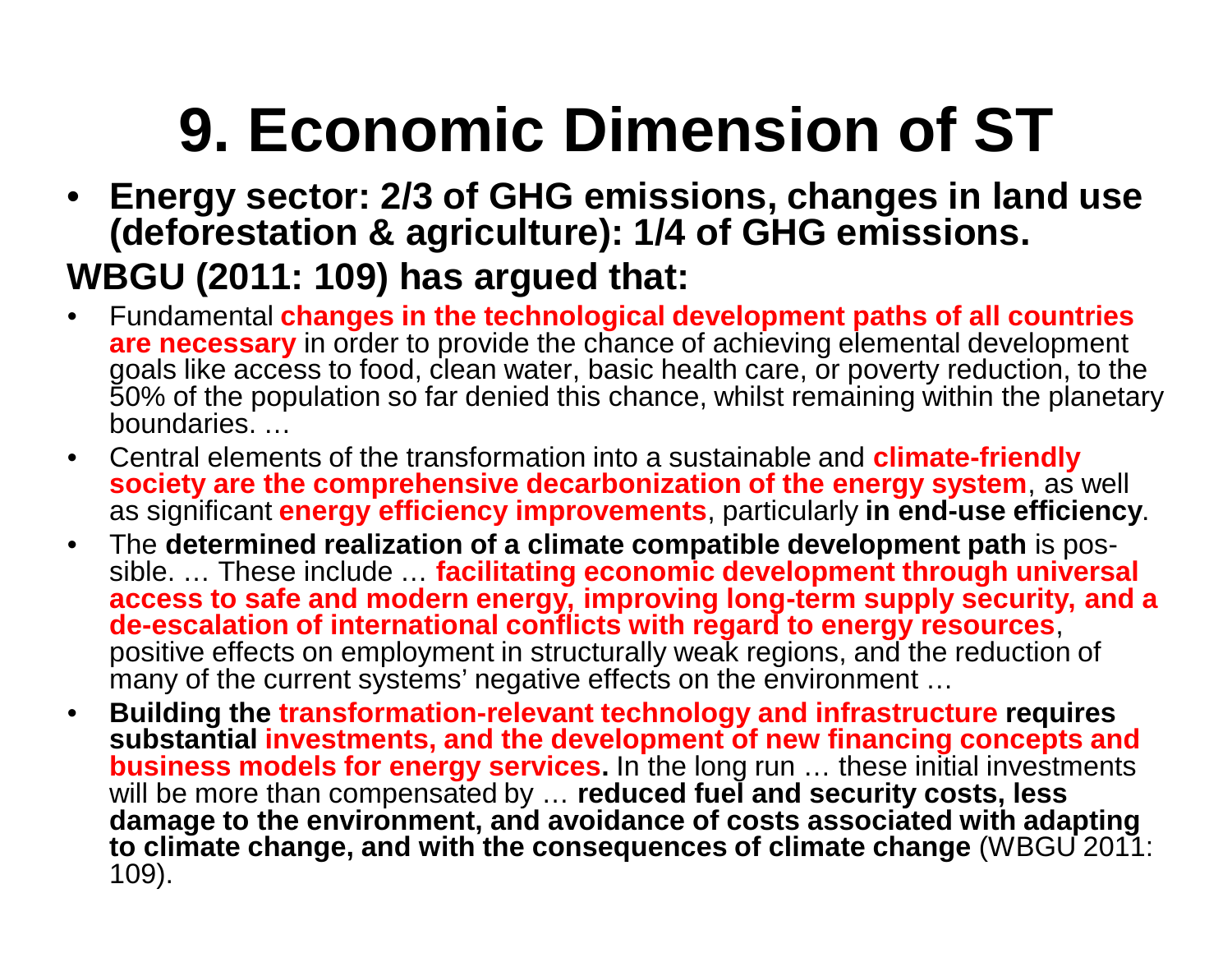# 9. Economic Dimension of ST

- **Energy sector: 2/3 of GHG emissions, changes in land use (deforestation & agriculture): 1/4 of GHG emissions.**

**WBGU (2011: 109) has argued that:**

- Fundamental **changes in the technological development paths of all countries are necessary** in order to provide the chance of achieving elemental development goals like access to food, clean water, basic health care, or poverty reduction, to the 50% of the population so far denied this chance, whilst remaining within the planetary boundaries. …
- Central elements of the transformation into a sustainable and **climate-friendly society are the comprehensive decarbonization of the energy system**, as well as significant **energy efficiency improvements**, particularly **in end-use efficiency**.
- The **determined realization of a climate compatible development path** is possible. … These include … **facilitating economic development through universal access to safe and modern energy, improving long-term supply security, and a de-escalation of international conflicts with regard to energy resources**, positive effects on employment in structurally weak regions, and the reduction of many of the current systems' negative effects on the environment …
- **Building the transformation-relevant technology and infrastructure requires substantial investments, and the development of new financing concepts and business models for energy services.** In the long run … these initial investments will be more than compensated by … **reduced fuel and security costs, less damage to the environment, and avoidance of costs associated with adapting to climate change, and with the consequences of climate change** (WBGU 2011: 109).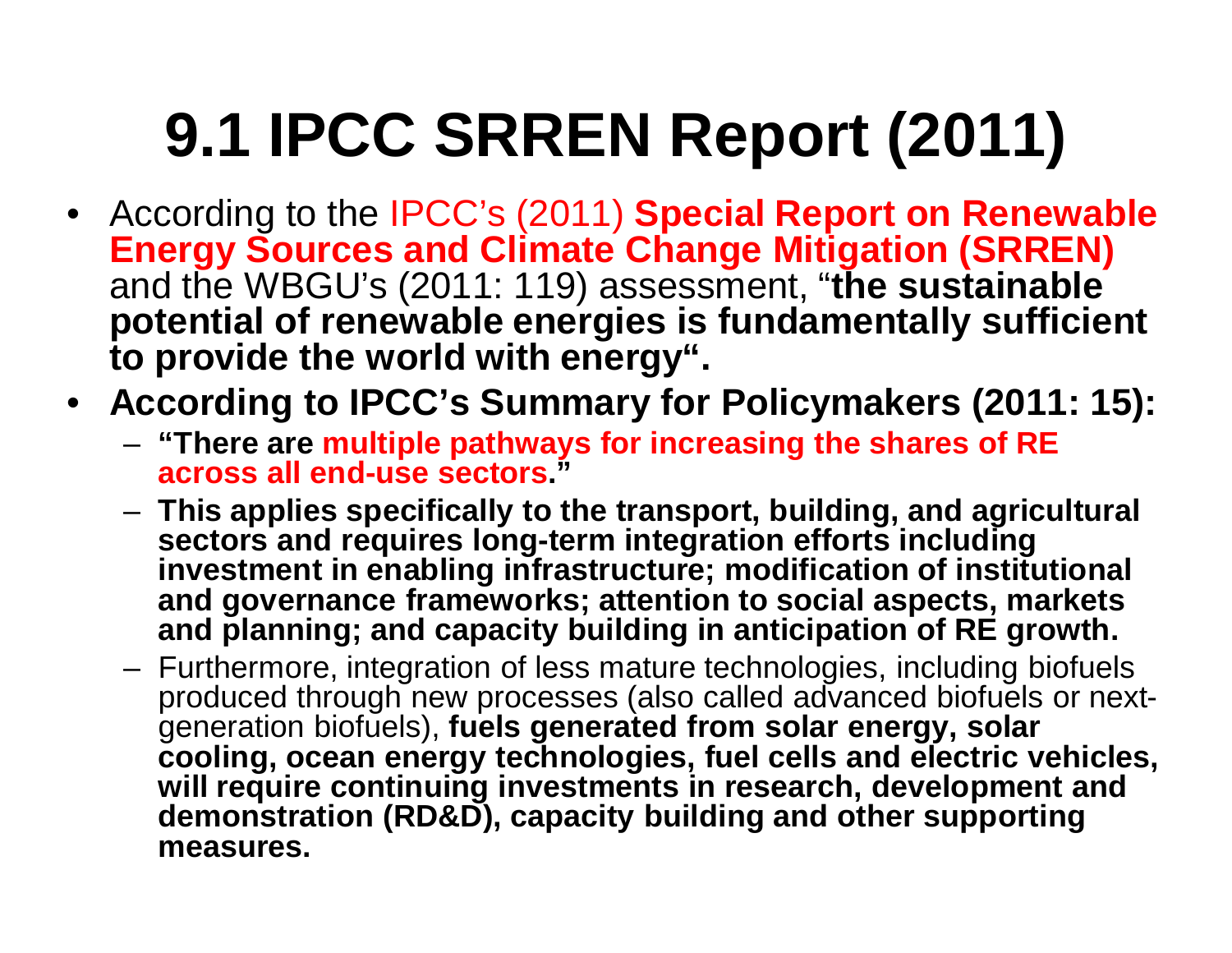# 9.1 IPCC SRREN Report (2011)

- According to the IPCC's (2011) **Special Report on Renewable Energy Sources and Climate Change Mitigation (SRREN)** and the WBGU's (2011: 119) assessment, "**the sustainable potential of renewable energies is fundamentally sufficient to provide the world with energy".**
- **According to IPCC's Summary for Policymakers (2011: 15):**
  - **"There are multiple pathways for increasing the shares of RE across all end-use sectors."**
  - **This applies specifically to the transport, building, and agricultural sectors and requires long-term integration efforts including investment in enabling infrastructure; modification of institutional and governance frameworks; attention to social aspects, markets and planning; and capacity building in anticipation of RE growth.**
  - Furthermore, integration of less mature technologies, including biofuels produced through new processes (also called advanced biofuels or next-generation biofuels), **fuels generated from solar energy, solar cooling, ocean energy technologies, fuel cells and electric vehicles, will require continuing investments in research, development and demonstration (RD&D), capacity building and other supporting measures.**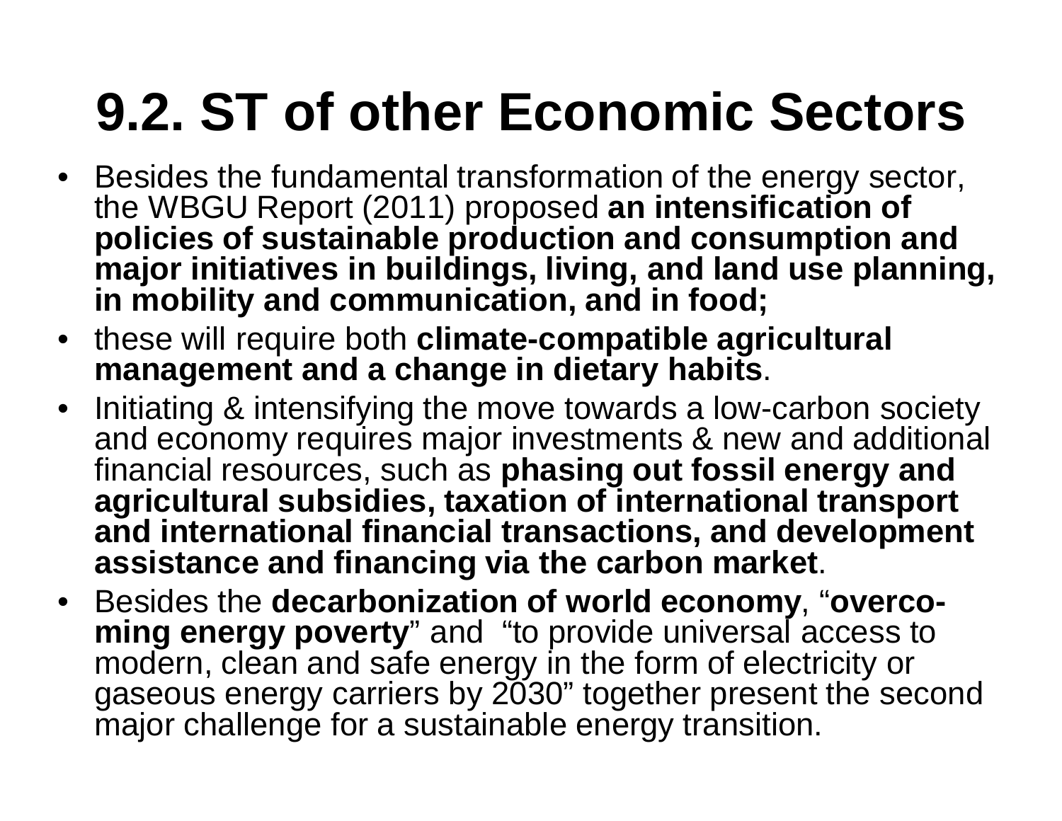# 9.2. ST of other Economic Sectors

- Besides the fundamental transformation of the energy sector, the WBGU Report (2011) proposed **an intensification of policies of sustainable production and consumption and major initiatives in buildings, living, and land use planning, in mobility and communication, and in food;**
- these will require both **climate-compatible agricultural management and a change in dietary habits**.
- Initiating & intensifying the move towards a low-carbon society and economy requires major investments & new and additional financial resources, such as **phasing out fossil energy and agricultural subsidies, taxation of international transport and international financial transactions, and development assistance and financing via the carbon market**.
- Besides the **decarbonization of world economy**, "**overcoming energy poverty**" and "to provide universal access to modern, clean and safe energy in the form of electricity or gaseous energy carriers by 2030" together present the second major challenge for a sustainable energy transition.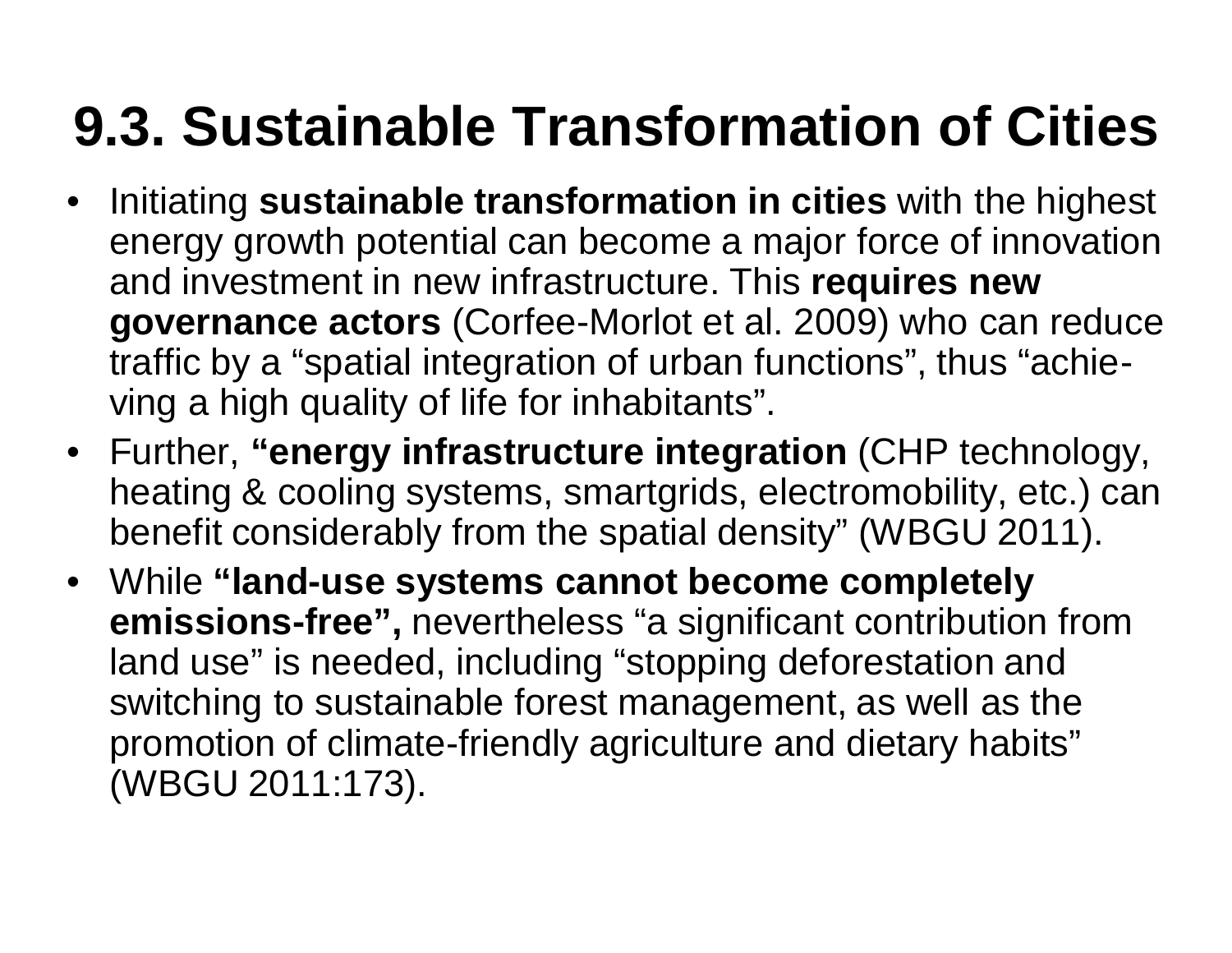# 9.3. Sustainable Transformation of Cities

- Initiating **sustainable transformation in cities** with the highest energy growth potential can become a major force of innovation and investment in new infrastructure. This **requires new governance actors** (Corfee-Morlot et al. 2009) who can reduce traffic by a "spatial integration of urban functions", thus "achieving a high quality of life for inhabitants".
- Further, **"energy infrastructure integration** (CHP technology, heating & cooling systems, smartgrids, electromobility, etc.) can benefit considerably from the spatial density" (WBGU 2011).
- While **"land-use systems cannot become completely emissions-free",** nevertheless "a significant contribution from land use" is needed, including "stopping deforestation and switching to sustainable forest management, as well as the promotion of climate-friendly agriculture and dietary habits" (WBGU 2011:173).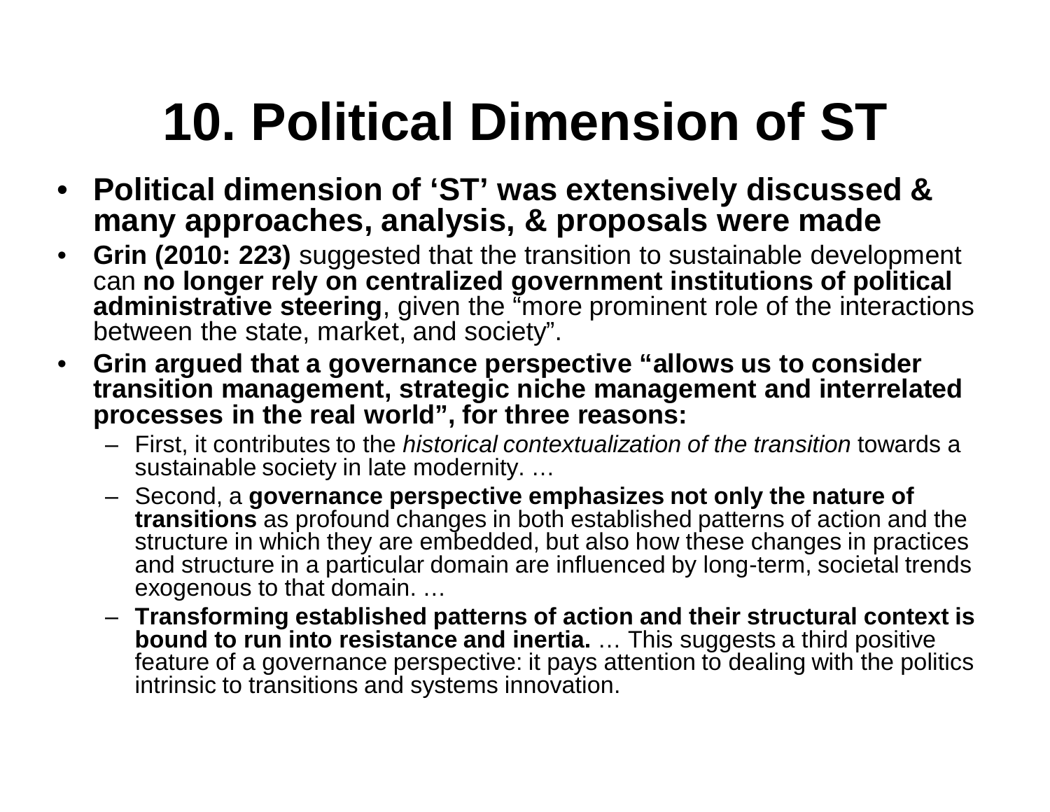# 10. Political Dimension of ST

- **Political dimension of 'ST' was extensively discussed & many approaches, analysis, & proposals were made**
- **Grin (2010: 223)** suggested that the transition to sustainable development can **no longer rely on centralized government institutions of political administrative steering**, given the "more prominent role of the interactions between the state, market, and society".
- **Grin argued that a governance perspective "allows us to consider transition management, strategic niche management and interrelated processes in the real world", for three reasons:**
  - First, it contributes to the *historical contextualization of the transition* towards a sustainable society in late modernity. …
  - Second, a **governance perspective emphasizes not only the nature of transitions** as profound changes in both established patterns of action and the structure in which they are embedded, but also how these changes in practices and structure in a particular domain are influenced by long-term, societal trends exogenous to that domain. …
  - **Transforming established patterns of action and their structural context is bound to run into resistance and inertia.** … This suggests a third positive feature of a governance perspective: it pays attention to dealing with the politics intrinsic to transitions and systems innovation.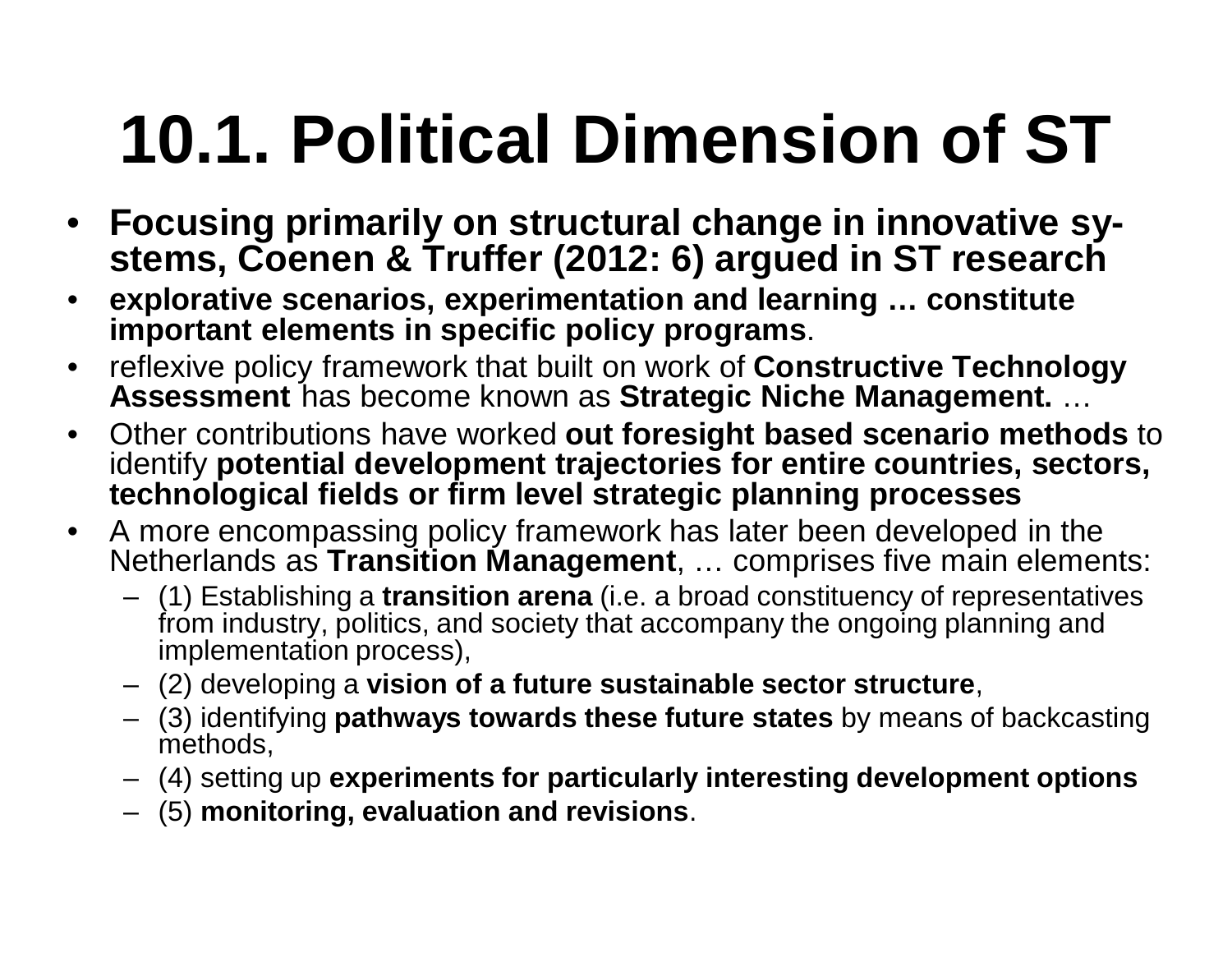# 10.1. Political Dimension of ST

- **Focusing primarily on structural change in innovative sy-stems, Coenen & Truffer (2012: 6) argued in ST research**
- **explorative scenarios, experimentation and learning … constitute important elements in specific policy programs**.
- reflexive policy framework that built on work of **Constructive Technology Assessment** has become known as **Strategic Niche Management.** …
- Other contributions have worked **out foresight based scenario methods** to identify **potential development trajectories for entire countries, sectors, technological fields or firm level strategic planning processes**
- A more encompassing policy framework has later been developed in the Netherlands as **Transition Management**, … comprises five main elements:
  - (1) Establishing a **transition arena** (i.e. a broad constituency of representatives from industry, politics, and society that accompany the ongoing planning and implementation process),
  - (2) developing a **vision of a future sustainable sector structure**,
  - (3) identifying **pathways towards these future states** by means of backcasting methods,
  - (4) setting up **experiments for particularly interesting development options**
  - (5) **monitoring, evaluation and revisions**.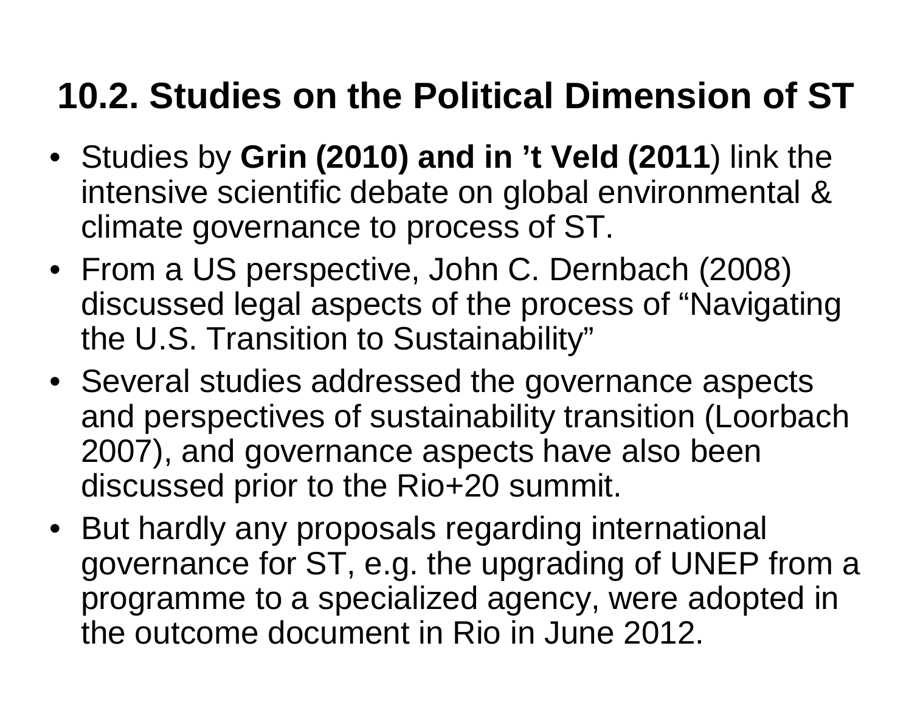# 10.2. Studies on the Political Dimension of ST

- Studies by **Grin (2010) and in ’t Veld (2011**) link the intensive scientific debate on global environmental & climate governance to process of ST.
- From a US perspective, John C. Dernbach (2008) discussed legal aspects of the process of “Navigating the U.S. Transition to Sustainability”
- Several studies addressed the governance aspects and perspectives of sustainability transition (Loorbach 2007), and governance aspects have also been discussed prior to the Rio+20 summit.
- But hardly any proposals regarding international governance for ST, e.g. the upgrading of UNEP from a programme to a specialized agency, were adopted in the outcome document in Rio in June 2012.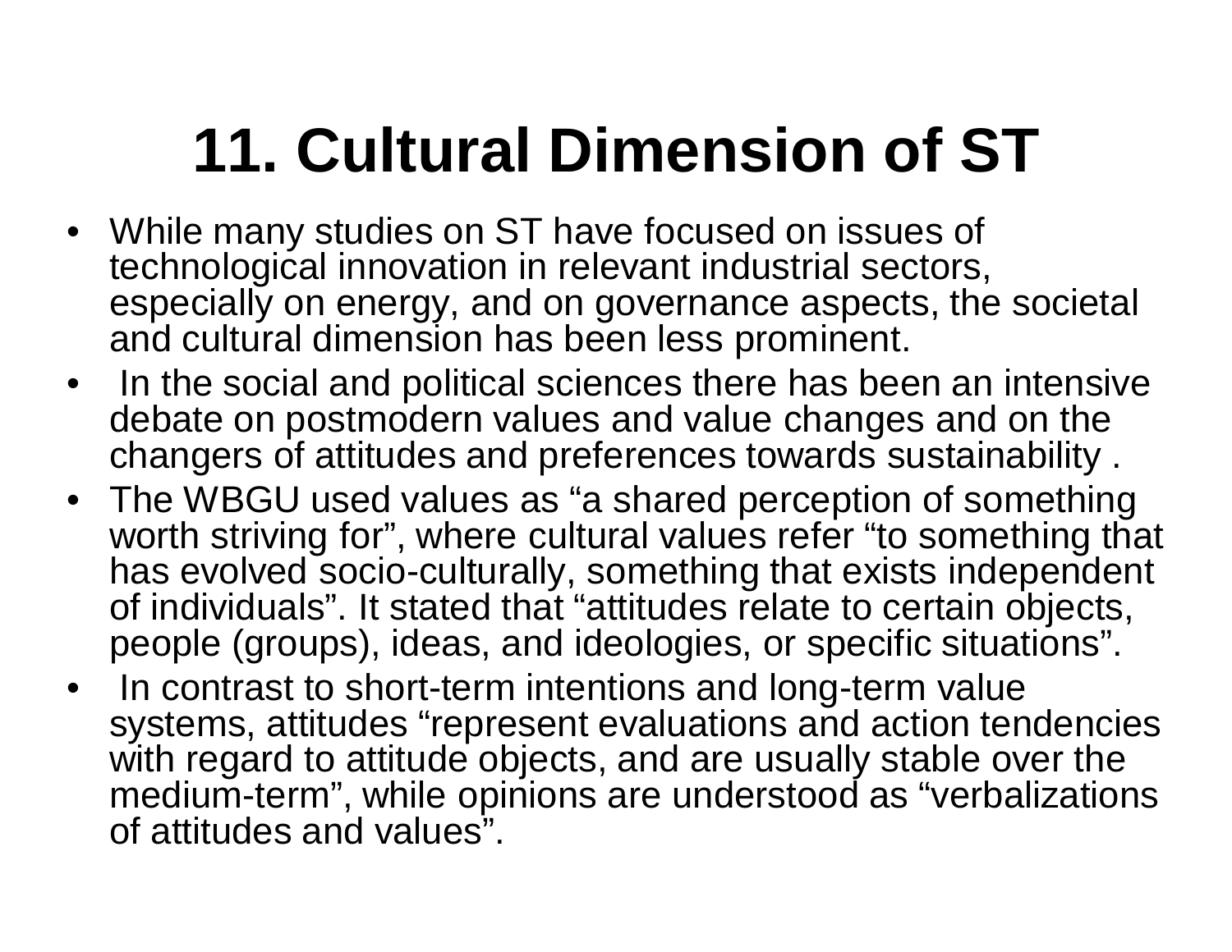# 11. Cultural Dimension of ST

- While many studies on ST have focused on issues of technological innovation in relevant industrial sectors, especially on energy, and on governance aspects, the societal and cultural dimension has been less prominent.
- In the social and political sciences there has been an intensive debate on postmodern values and value changes and on the changers of attitudes and preferences towards sustainability .
- The WBGU used values as “a shared perception of something worth striving for”, where cultural values refer “to something that has evolved socio-culturally, something that exists independent of individuals”. It stated that “attitudes relate to certain objects, people (groups), ideas, and ideologies, or specific situations”.
- In contrast to short-term intentions and long-term value systems, attitudes “represent evaluations and action tendencies with regard to attitude objects, and are usually stable over the medium-term”, while opinions are understood as “verbalizations of attitudes and values”.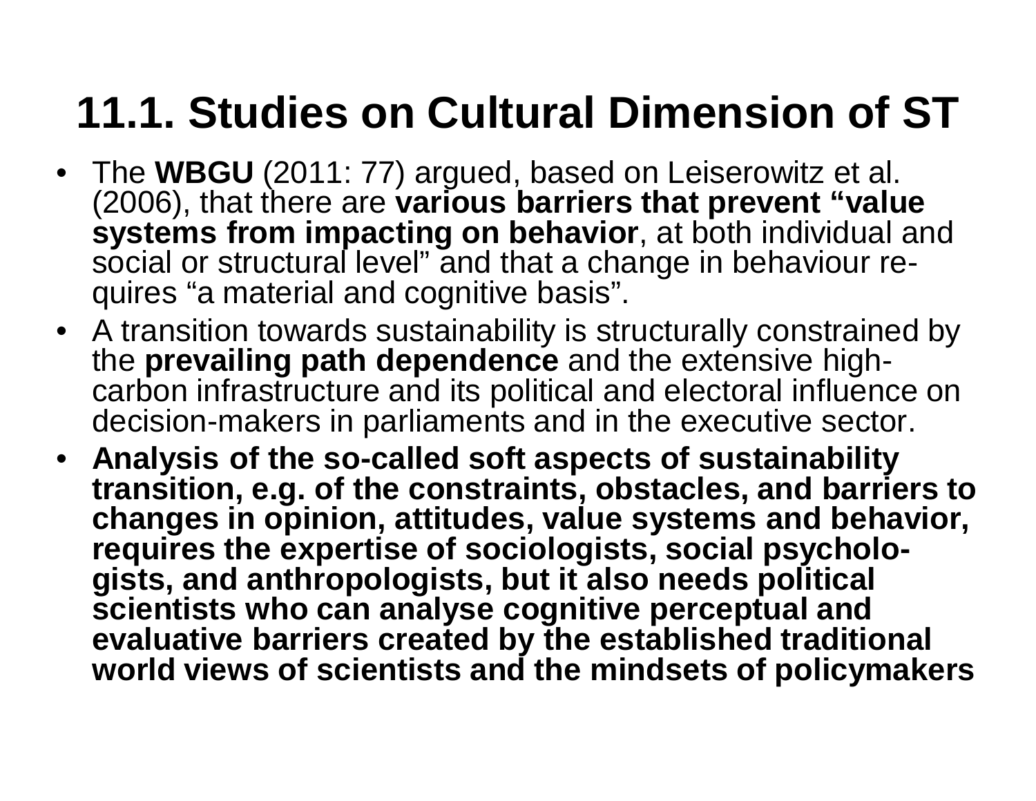# 11.1. Studies on Cultural Dimension of ST

- The **WBGU** (2011: 77) argued, based on Leiserowitz et al. (2006), that there are **various barriers that prevent "value systems from impacting on behavior**, at both individual and social or structural level" and that a change in behaviour requires "a material and cognitive basis".
- A transition towards sustainability is structurally constrained by the **prevailing path dependence** and the extensive high-carbon infrastructure and its political and electoral influence on decision-makers in parliaments and in the executive sector.
- **Analysis of the so-called soft aspects of sustainability transition, e.g. of the constraints, obstacles, and barriers to changes in opinion, attitudes, value systems and behavior, requires the expertise of sociologists, social psychologists, and anthropologists, but it also needs political scientists who can analyse cognitive perceptual and evaluative barriers created by the established traditional world views of scientists and the mindsets of policymakers**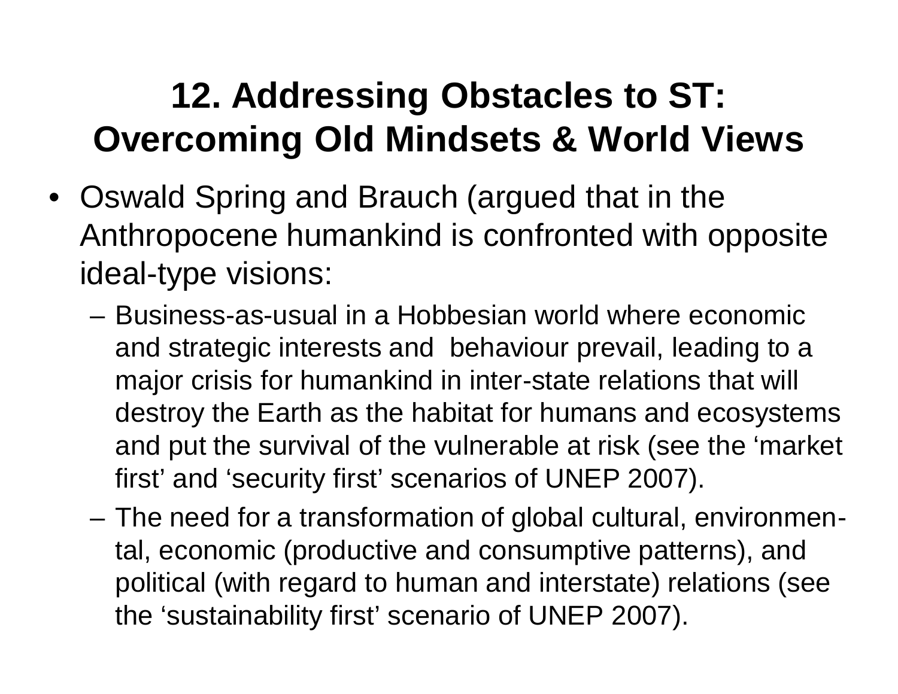# 12. Addressing Obstacles to ST: Overcoming Old Mindsets & World Views

- Oswald Spring and Brauch (argued that in the Anthropocene humankind is confronted with opposite ideal-type visions:
  - Business-as-usual in a Hobbesian world where economic and strategic interests and behaviour prevail, leading to a major crisis for humankind in inter-state relations that will destroy the Earth as the habitat for humans and ecosystems and put the survival of the vulnerable at risk (see the 'market first' and 'security first' scenarios of UNEP 2007).
  - The need for a transformation of global cultural, environmental, economic (productive and consumptive patterns), and political (with regard to human and interstate) relations (see the 'sustainability first' scenario of UNEP 2007).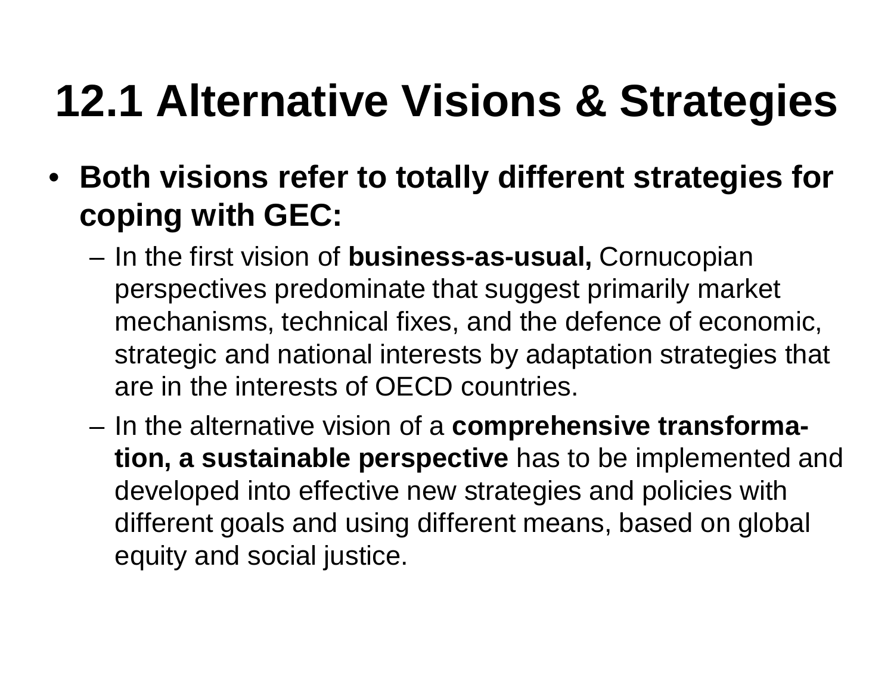# 12.1 Alternative Visions & Strategies

- **Both visions refer to totally different strategies for coping with GEC:**
  - In the first vision of **business-as-usual,** Cornucopian perspectives predominate that suggest primarily market mechanisms, technical fixes, and the defence of economic, strategic and national interests by adaptation strategies that are in the interests of OECD countries.
  - In the alternative vision of a **comprehensive transformation, a sustainable perspective** has to be implemented and developed into effective new strategies and policies with different goals and using different means, based on global equity and social justice.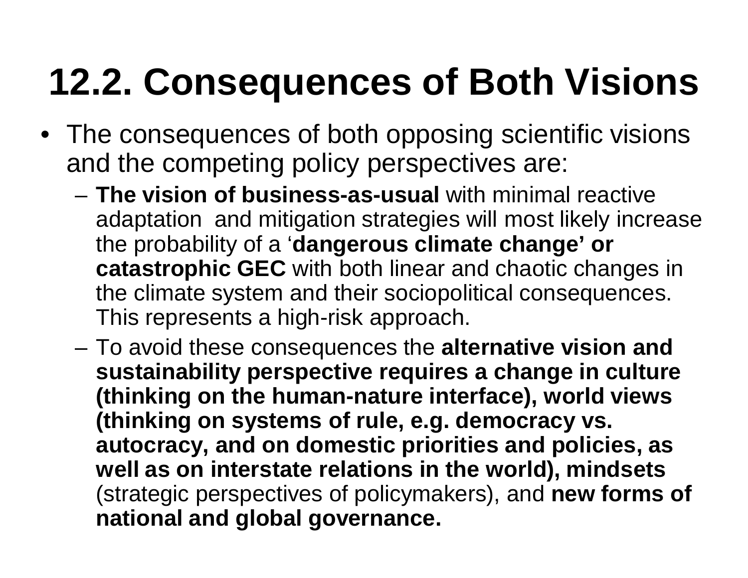# 12.2. Consequences of Both Visions

- The consequences of both opposing scientific visions and the competing policy perspectives are:
  - **The vision of business-as-usual** with minimal reactive adaptation and mitigation strategies will most likely increase the probability of a '**dangerous climate change' or catastrophic GEC** with both linear and chaotic changes in the climate system and their sociopolitical consequences. This represents a high-risk approach.
  - To avoid these consequences the **alternative vision and sustainability perspective requires a change in culture (thinking on the human-nature interface), world views (thinking on systems of rule, e.g. democracy vs. autocracy, and on domestic priorities and policies, as well as on interstate relations in the world), mindsets** (strategic perspectives of policymakers), and **new forms of national and global governance.**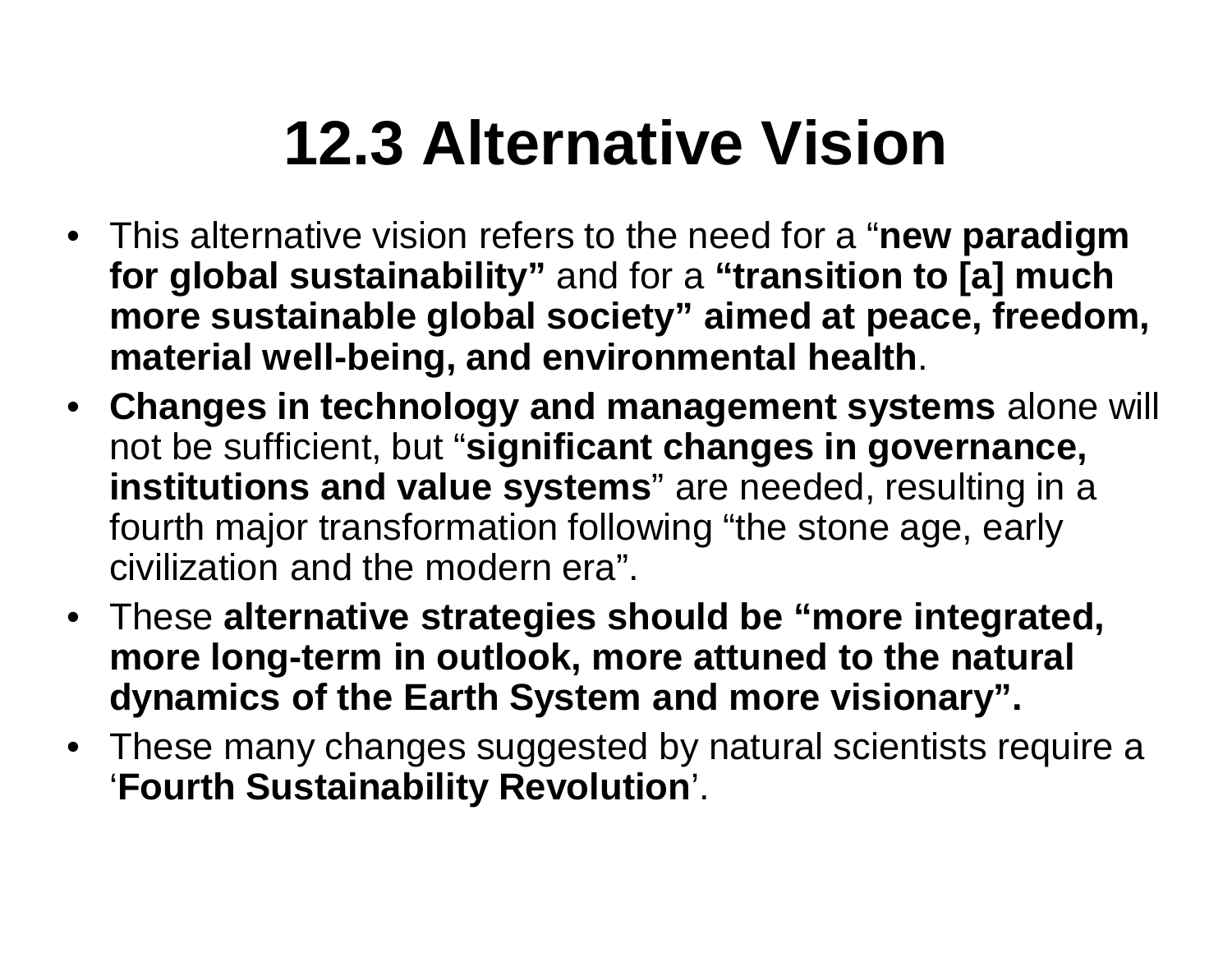# 12.3 Alternative Vision

- This alternative vision refers to the need for a "**new paradigm for global sustainability"** and for a **"transition to [a] much more sustainable global society" aimed at peace, freedom, material well-being, and environmental health**.
- **Changes in technology and management systems** alone will not be sufficient, but "**significant changes in governance, institutions and value systems**" are needed, resulting in a fourth major transformation following "the stone age, early civilization and the modern era".
- These **alternative strategies should be "more integrated, more long-term in outlook, more attuned to the natural dynamics of the Earth System and more visionary".**
- These many changes suggested by natural scientists require a '**Fourth Sustainability Revolution**'.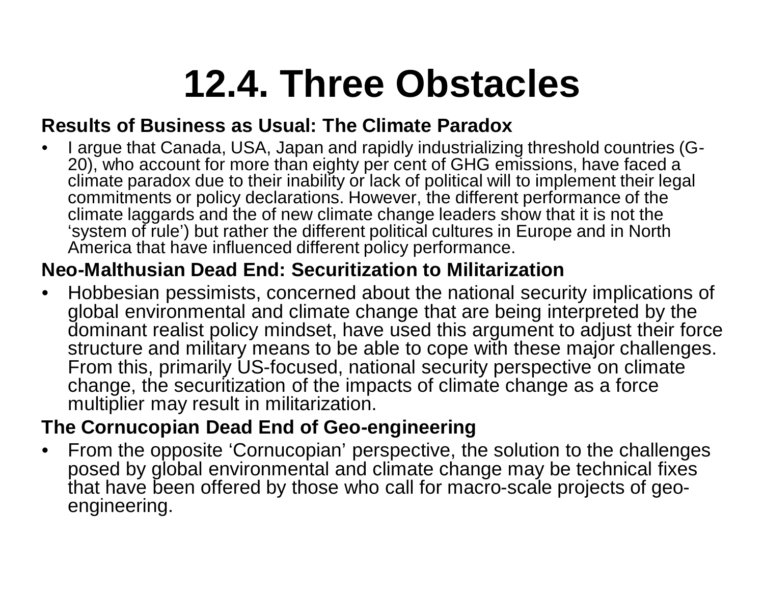# 12.4. Three Obstacles

**Results of Business as Usual: The Climate Paradox**

- I argue that Canada, USA, Japan and rapidly industrializing threshold countries (G-20), who account for more than eighty per cent of GHG emissions, have faced a climate paradox due to their inability or lack of political will to implement their legal commitments or policy declarations. However, the different performance of the climate laggards and the of new climate change leaders show that it is not the 'system of rule') but rather the different political cultures in Europe and in North America that have influenced different policy performance.

**Neo-Malthusian Dead End: Securitization to Militarization**

- Hobbesian pessimists, concerned about the national security implications of global environmental and climate change that are being interpreted by the dominant realist policy mindset, have used this argument to adjust their force structure and military means to be able to cope with these major challenges. From this, primarily US-focused, national security perspective on climate change, the securitization of the impacts of climate change as a force multiplier may result in militarization.

**The Cornucopian Dead End of Geo-engineering**

- From the opposite 'Cornucopian' perspective, the solution to the challenges posed by global environmental and climate change may be technical fixes that have been offered by those who call for macro-scale projects of geo-engineering.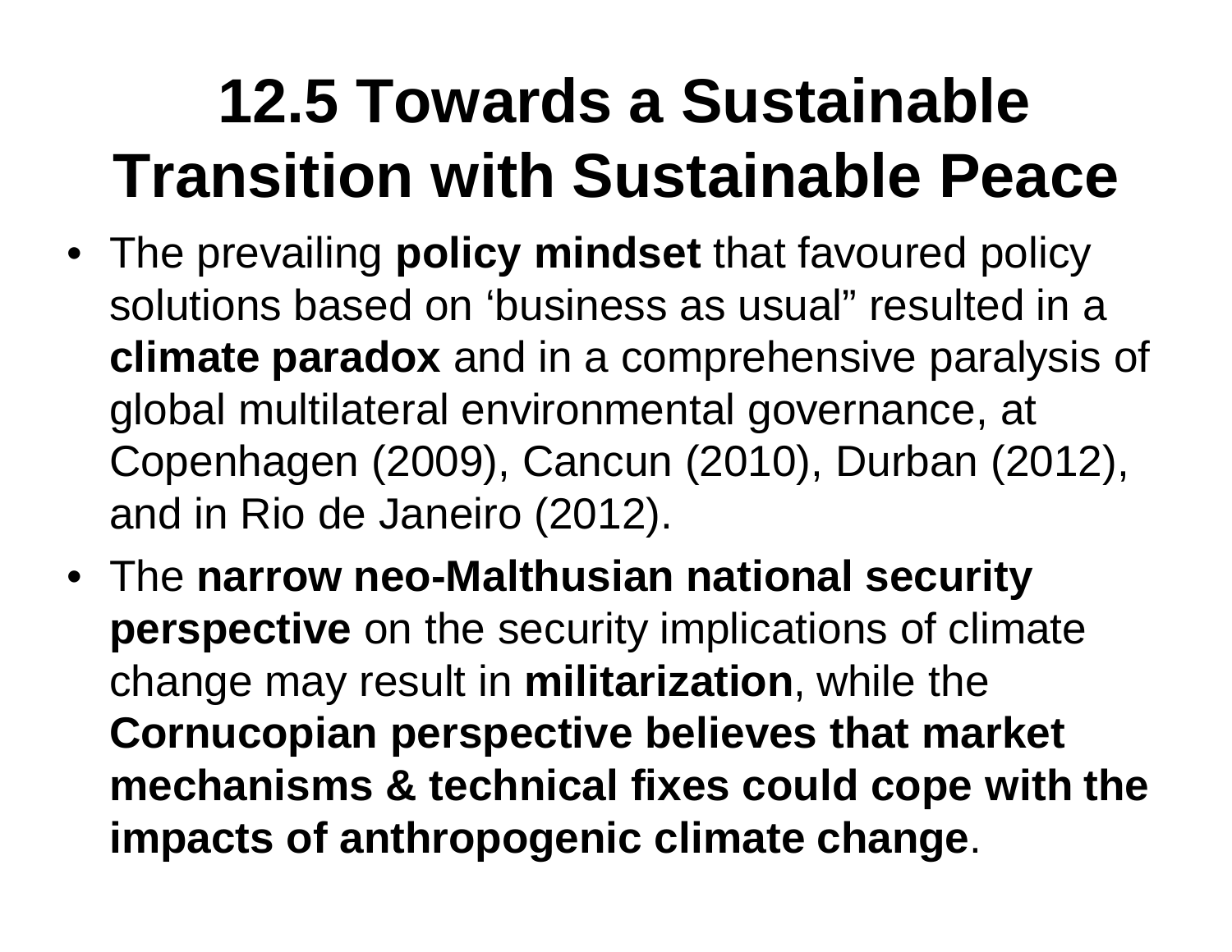# 12.5 Towards a Sustainable Transition with Sustainable Peace

- The prevailing **policy mindset** that favoured policy solutions based on ‘business as usual” resulted in a **climate paradox** and in a comprehensive paralysis of global multilateral environmental governance, at Copenhagen (2009), Cancun (2010), Durban (2012), and in Rio de Janeiro (2012).
- The **narrow neo-Malthusian national security perspective** on the security implications of climate change may result in **militarization**, while the **Cornucopian perspective believes that market mechanisms & technical fixes could cope with the impacts of anthropogenic climate change**.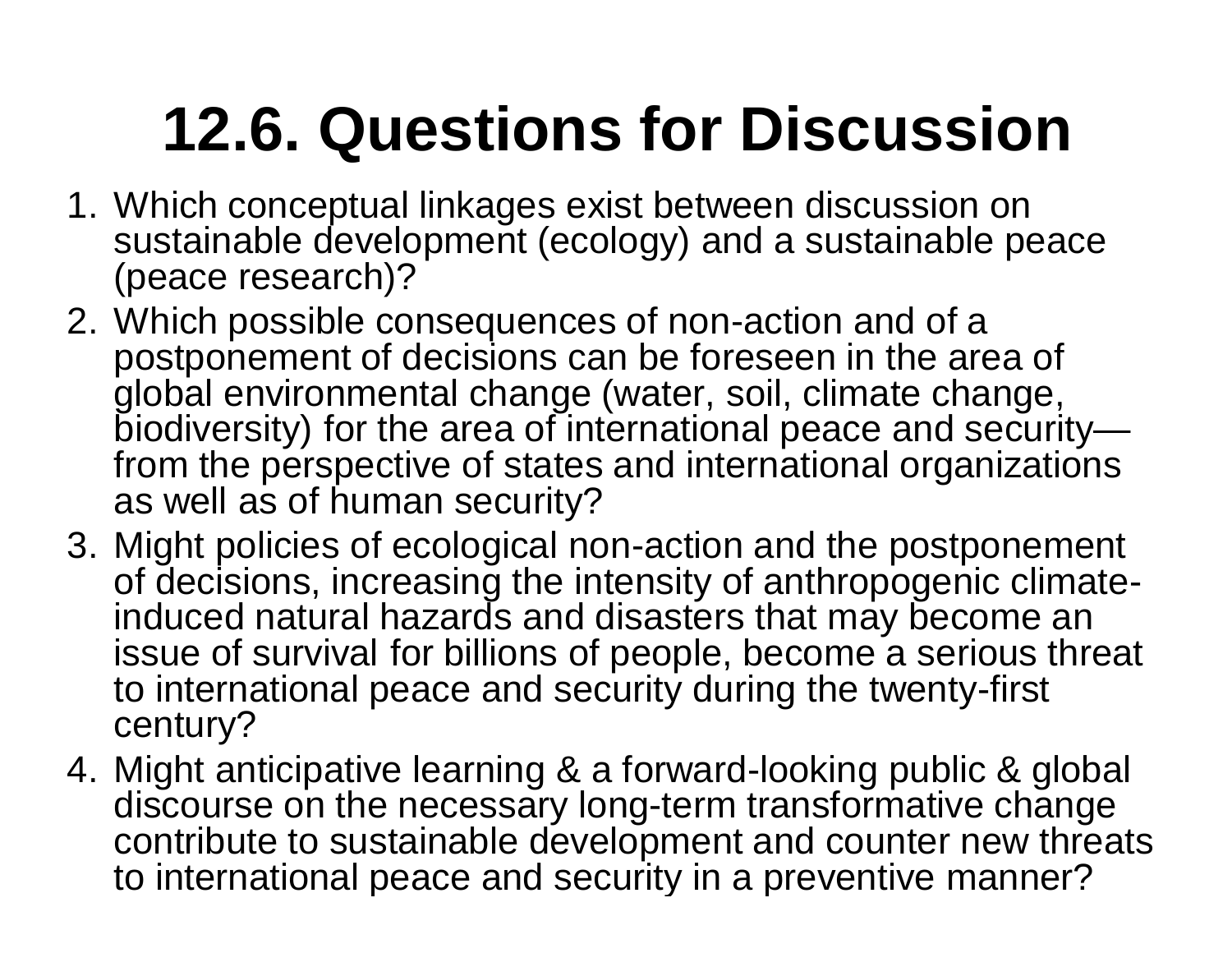# 12.6. Questions for Discussion

1. Which conceptual linkages exist between discussion on sustainable development (ecology) and a sustainable peace (peace research)?
2. Which possible consequences of non-action and of a postponement of decisions can be foreseen in the area of global environmental change (water, soil, climate change, biodiversity) for the area of international peace and security—from the perspective of states and international organizations as well as of human security?
3. Might policies of ecological non-action and the postponement of decisions, increasing the intensity of anthropogenic climate-induced natural hazards and disasters that may become an issue of survival for billions of people, become a serious threat to international peace and security during the twenty-first century?
4. Might anticipative learning & a forward-looking public & global discourse on the necessary long-term transformative change contribute to sustainable development and counter new threats to international peace and security in a preventive manner?